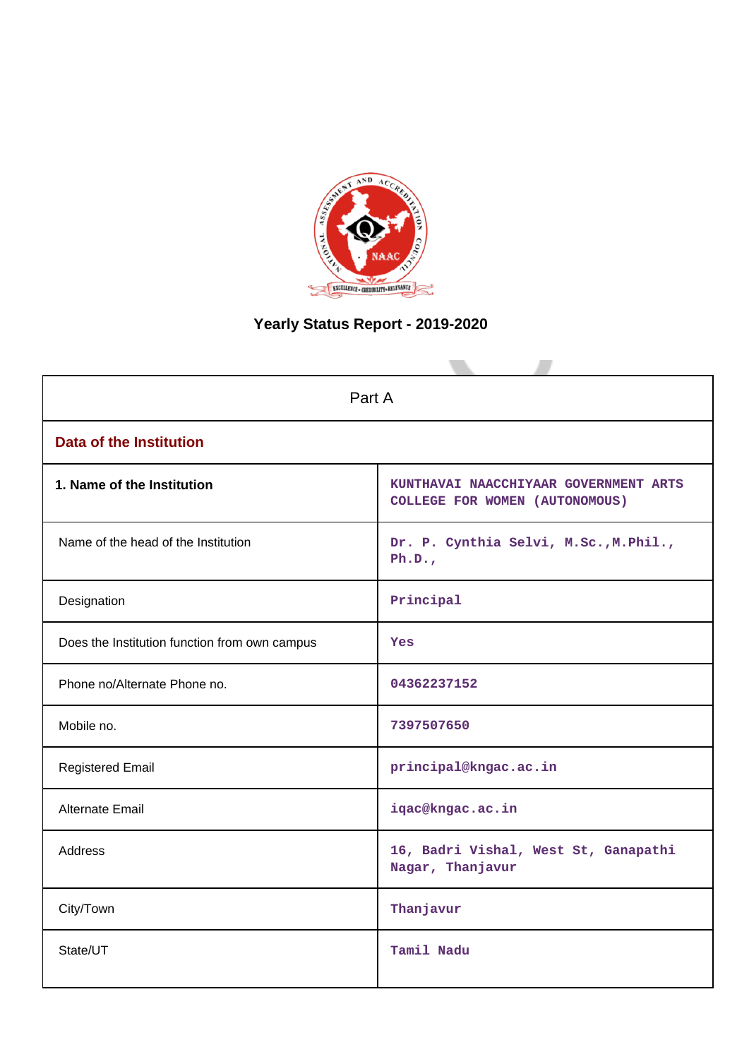# Yearly Status Report - 2019-2020

| Part A | |
|---|---|
| **Data of the Institution** | |
| **1. Name of the Institution** | KUNTHAVAI NAACCHIYAAR GOVERNMENT ARTS COLLEGE FOR WOMEN (AUTONOMOUS) |
| Name of the head of the Institution | Dr. P. Cynthia Selvi, M.Sc.,M.Phil., Ph.D., |
| Designation | Principal |
| Does the Institution function from own campus | Yes |
| Phone no/Alternate Phone no. | 04362237152 |
| Mobile no. | 7397507650 |
| Registered Email | principal@kngac.ac.in |
| Alternate Email | iqac@kngac.ac.in |
| Address | 16, Badri Vishal, West St, Ganapathi Nagar, Thanjavur |
| City/Town | Thanjavur |
| State/UT | Tamil Nadu |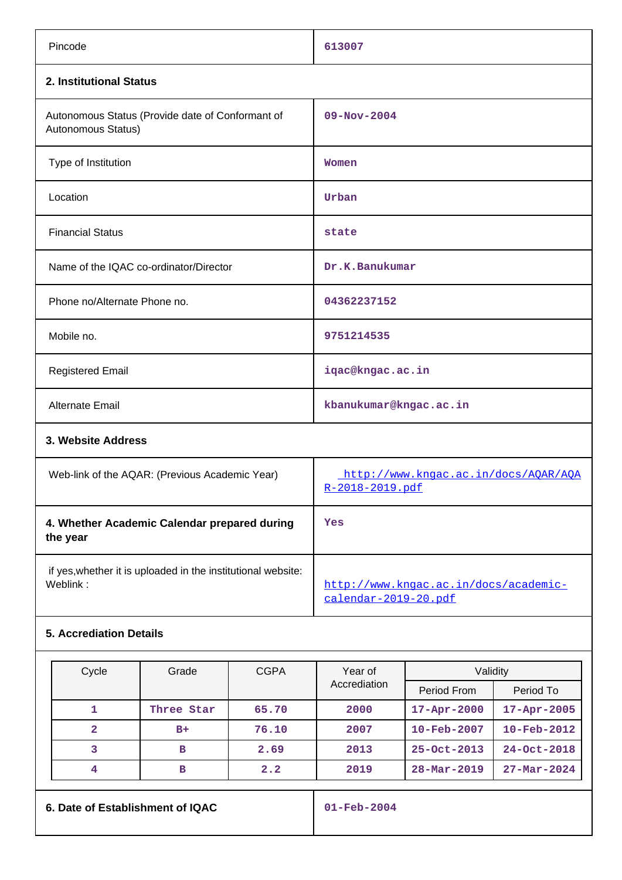| | |
|---|---|
| Pincode | 613007 |

**2. Institutional Status**

| | |
|---|---|
| Autonomous Status (Provide date of Conformant of Autonomous Status) | 09-Nov-2004 |
| Type of Institution | Women |
| Location | Urban |
| Financial Status | state |
| Name of the IQAC co-ordinator/Director | Dr.K.Banukumar |
| Phone no/Alternate Phone no. | 04362237152 |
| Mobile no. | 9751214535 |
| Registered Email | iqac@kngac.ac.in |
| Alternate Email | kbanukumar@kngac.ac.in |

**3. Website Address**

| | |
|---|---|
| Web-link of the AQAR: (Previous Academic Year) | http://www.kngac.ac.in/docs/AQAR/AQAR-2018-2019.pdf |
| **4. Whether Academic Calendar prepared during the year** | Yes |
| if yes,whether it is uploaded in the institutional website: Weblink : | http://www.kngac.ac.in/docs/academic-calendar-2019-20.pdf |

**5. Accrediation Details**

| Cycle | Grade | CGPA | Year of Accrediation | Validity | |
|---|---|---|---|---|---|
| | | | | Period From | Period To |
| 1 | Three Star | 65.70 | 2000 | 17-Apr-2000 | 17-Apr-2005 |
| 2 | B+ | 76.10 | 2007 | 10-Feb-2007 | 10-Feb-2012 |
| 3 | B | 2.69 | 2013 | 25-Oct-2013 | 24-Oct-2018 |
| 4 | B | 2.2 | 2019 | 28-Mar-2019 | 27-Mar-2024 |

| | |
|---|---|
| **6. Date of Establishment of IQAC** | 01-Feb-2004 |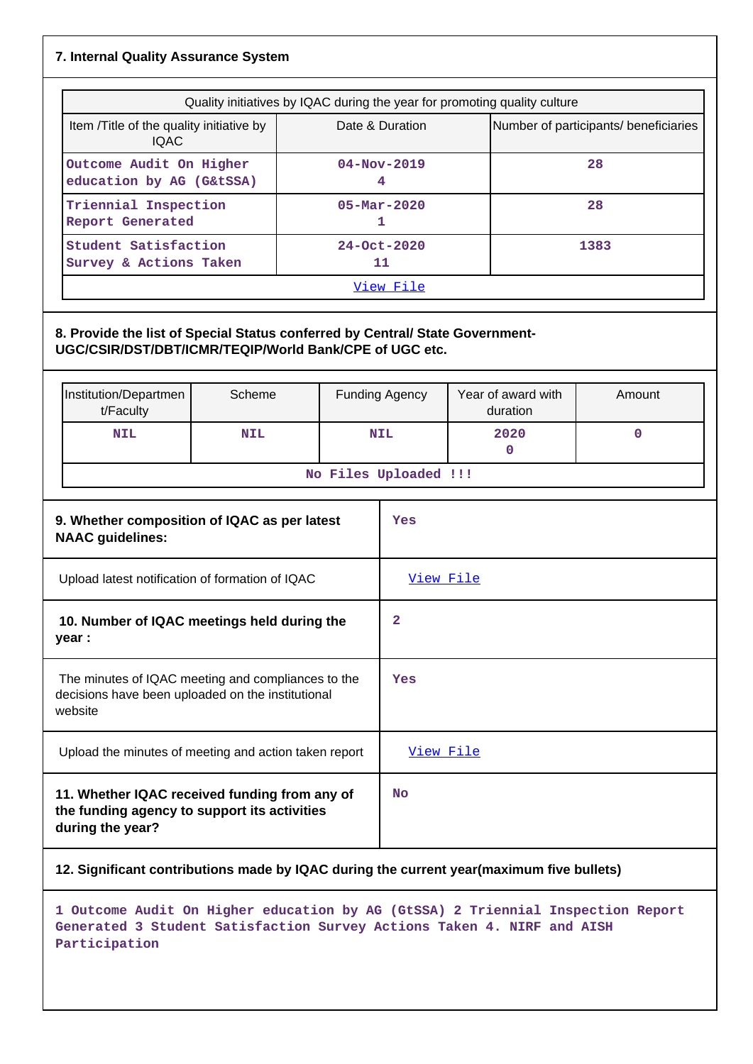## 7. Internal Quality Assurance System

| Quality initiatives by IQAC during the year for promoting quality culture | | |
|---|---|---|
| Item /Title of the quality initiative by IQAC | Date & Duration | Number of participants/ beneficiaries |
| Outcome Audit On Higher education by AG (G&tSSA) | 04-Nov-2019<br>4 | 28 |
| Triennial Inspection Report Generated | 05-Mar-2020<br>1 | 28 |
| Student Satisfaction Survey & Actions Taken | 24-Oct-2020<br>11 | 1383 |
| View File | | |

## 8. Provide the list of Special Status conferred by Central/ State Government-UGC/CSIR/DST/DBT/ICMR/TEQIP/World Bank/CPE of UGC etc.

| Institution/Department/Faculty | Scheme | Funding Agency | Year of award with duration | Amount |
|---|---|---|---|---|
| NIL | NIL | NIL | 2020<br>0 | 0 |
| No Files Uploaded !!! | | | | |

| | |
|---|---|
| **9. Whether composition of IQAC as per latest NAAC guidelines:** | Yes |
| Upload latest notification of formation of IQAC | View File |
| **10. Number of IQAC meetings held during the year :** | 2 |
| The minutes of IQAC meeting and compliances to the decisions have been uploaded on the institutional website | Yes |
| Upload the minutes of meeting and action taken report | View File |
| **11. Whether IQAC received funding from any of the funding agency to support its activities during the year?** | No |

## 12. Significant contributions made by IQAC during the current year(maximum five bullets)

1 Outcome Audit On Higher education by AG (GtSSA) 2 Triennial Inspection Report Generated 3 Student Satisfaction Survey Actions Taken 4. NIRF and AISH Participation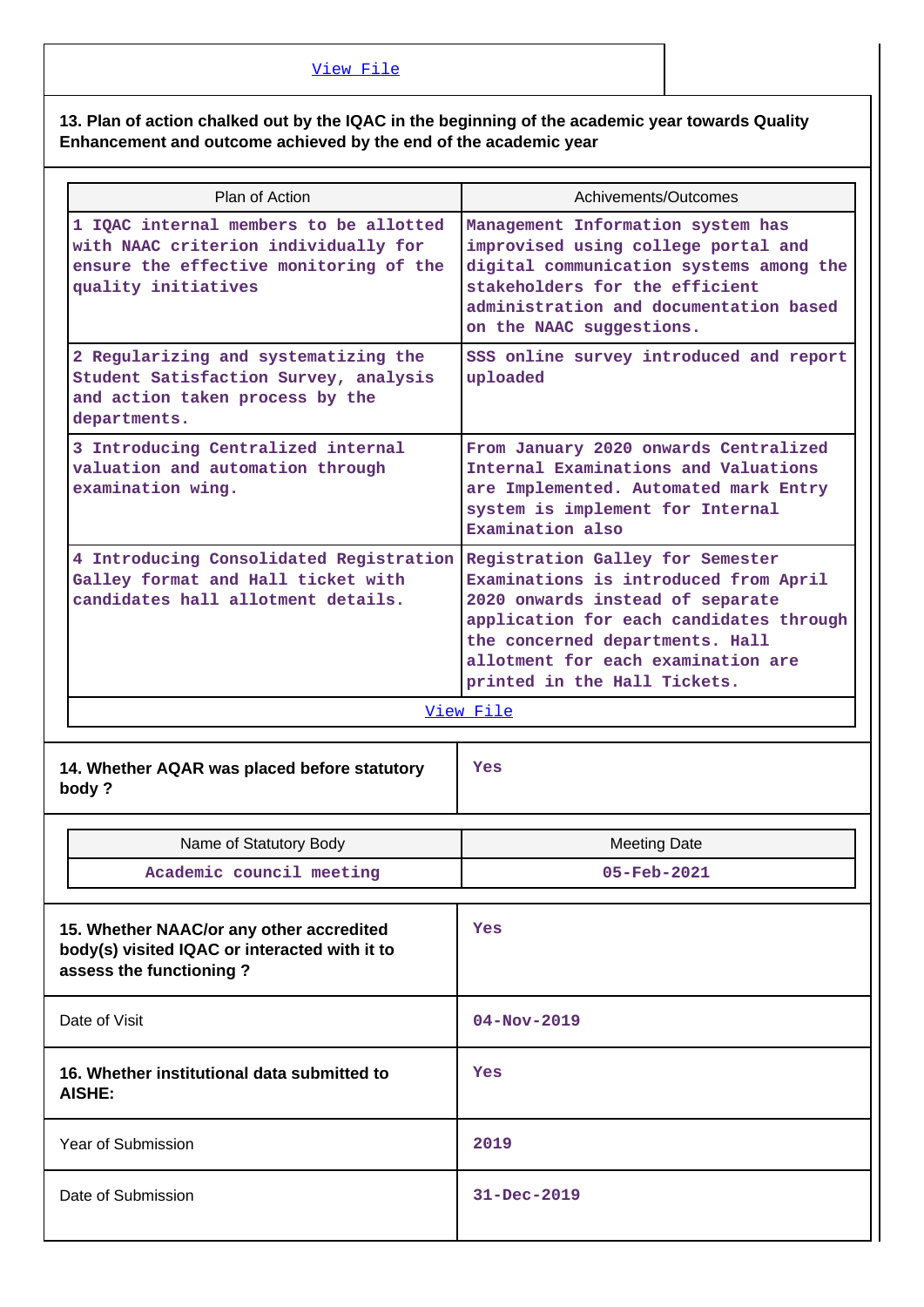View File

**13. Plan of action chalked out by the IQAC in the beginning of the academic year towards Quality Enhancement and outcome achieved by the end of the academic year**

| Plan of Action | Achivements/Outcomes |
| --- | --- |
| 1 IQAC internal members to be allotted with NAAC criterion individually for ensure the effective monitoring of the quality initiatives | Management Information system has improvised using college portal and digital communication systems among the stakeholders for the efficient administration and documentation based on the NAAC suggestions. |
| 2 Regularizing and systematizing the Student Satisfaction Survey, analysis and action taken process by the departments. | SSS online survey introduced and report uploaded |
| 3 Introducing Centralized internal valuation and automation through examination wing. | From January 2020 onwards Centralized Internal Examinations and Valuations are Implemented. Automated mark Entry system is implement for Internal Examination also |
| 4 Introducing Consolidated Registration Galley format and Hall ticket with candidates hall allotment details. | Registration Galley for Semester Examinations is introduced from April 2020 onwards instead of separate application for each candidates through the concerned departments. Hall allotment for each examination are printed in the Hall Tickets. |

View File

| 14. Whether AQAR was placed before statutory body ? | Yes |
| --- | --- |

| Name of Statutory Body | Meeting Date |
| --- | --- |
| Academic council meeting | 05-Feb-2021 |

| 15. Whether NAAC/or any other accredited body(s) visited IQAC or interacted with it to assess the functioning ? | Yes |
| --- | --- |
| Date of Visit | 04-Nov-2019 |
| 16. Whether institutional data submitted to AISHE: | Yes |
| Year of Submission | 2019 |
| Date of Submission | 31-Dec-2019 |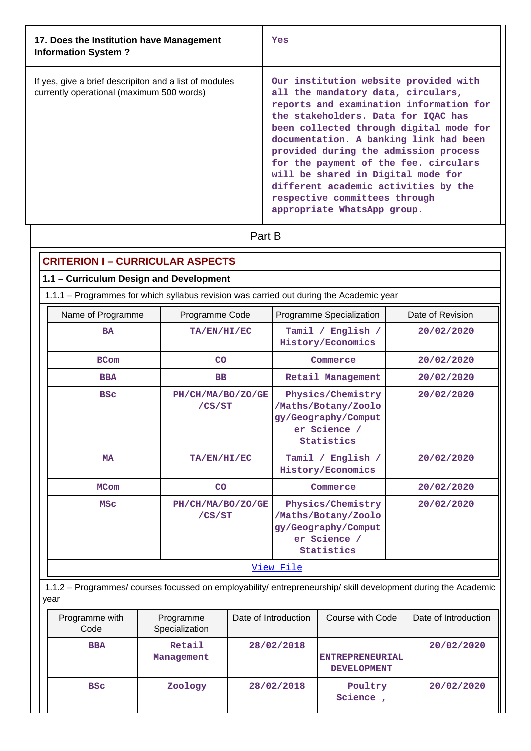| 17. Does the Institution have Management Information System ? | Yes |
|---|---|
| If yes, give a brief descripiton and a list of modules currently operational (maximum 500 words) | Our institution website provided with all the mandatory data, circulars, reports and examination information for the stakeholders. Data for IQAC has been collected through digital mode for documentation. A banking link had been provided during the admission process for the payment of the fee. circulars will be shared in Digital mode for different academic activities by the respective committees through appropriate WhatsApp group. |

## Part B

### CRITERION I – CURRICULAR ASPECTS

#### 1.1 – Curriculum Design and Development

1.1.1 – Programmes for which syllabus revision was carried out during the Academic year

| Name of Programme | Programme Code | Programme Specialization | Date of Revision |
|---|---|---|---|
| BA | TA/EN/HI/EC | Tamil / English / History/Economics | 20/02/2020 |
| BCom | CO | Commerce | 20/02/2020 |
| BBA | BB | Retail Management | 20/02/2020 |
| BSc | PH/CH/MA/BO/ZO/GE/CS/ST | Physics/Chemistry/Maths/Botany/Zoology/Geography/Computer Science / Statistics | 20/02/2020 |
| MA | TA/EN/HI/EC | Tamil / English / History/Economics | 20/02/2020 |
| MCom | CO | Commerce | 20/02/2020 |
| MSc | PH/CH/MA/BO/ZO/GE/CS/ST | Physics/Chemistry/Maths/Botany/Zoology/Geography/Computer Science / Statistics | 20/02/2020 |

[View File]

1.1.2 – Programmes/ courses focussed on employability/ entrepreneurship/ skill development during the Academic year

| Programme with Code | Programme Specialization | Date of Introduction | Course with Code | Date of Introduction |
|---|---|---|---|---|
| BBA | Retail Management | 28/02/2018 | ENTREPRENEURIAL DEVELOPMENT | 20/02/2020 |
| BSc | Zoology | 28/02/2018 | Poultry Science , | 20/02/2020 |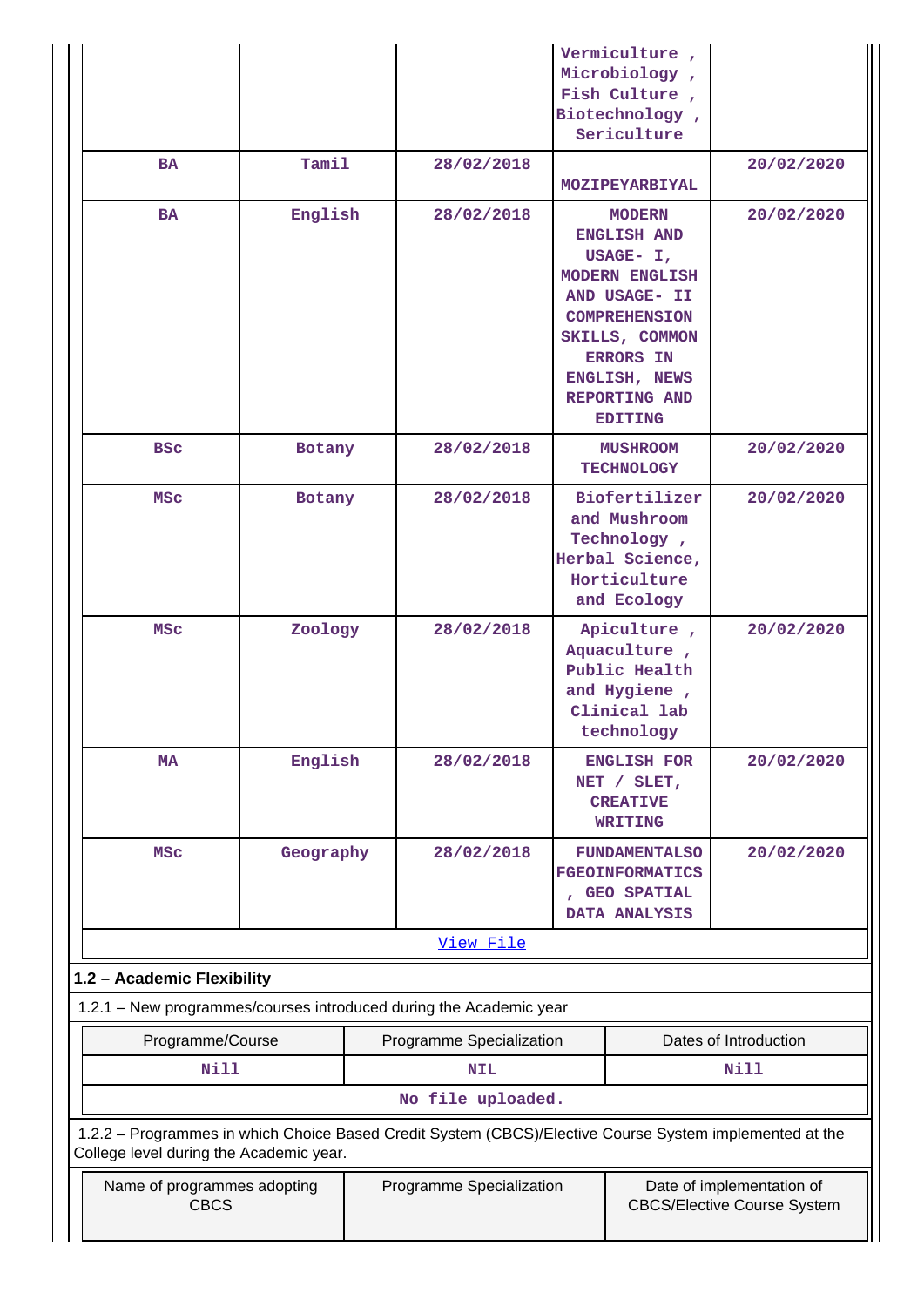| | | | Vermiculture , Microbiology , Fish Culture , Biotechnology , Sericulture | |
|---|---|---|---|---|
| BA | Tamil | 28/02/2018 | MOZIPEYARBIYAL | 20/02/2020 |
| BA | English | 28/02/2018 | MODERN ENGLISH AND USAGE- I, MODERN ENGLISH AND USAGE- II COMPREHENSION SKILLS, COMMON ERRORS IN ENGLISH, NEWS REPORTING AND EDITING | 20/02/2020 |
| BSc | Botany | 28/02/2018 | MUSHROOM TECHNOLOGY | 20/02/2020 |
| MSc | Botany | 28/02/2018 | Biofertilizer and Mushroom Technology , Herbal Science, Horticulture and Ecology | 20/02/2020 |
| MSc | Zoology | 28/02/2018 | Apiculture , Aquaculture , Public Health and Hygiene , Clinical lab technology | 20/02/2020 |
| MA | English | 28/02/2018 | ENGLISH FOR NET / SLET, CREATIVE WRITING | 20/02/2020 |
| MSc | Geography | 28/02/2018 | FUNDAMENTALSO FGEOINFORMATICS , GEO SPATIAL DATA ANALYSIS | 20/02/2020 |
| | | View File | | |

**1.2 – Academic Flexibility**

1.2.1 – New programmes/courses introduced during the Academic year

| Programme/Course | Programme Specialization | Dates of Introduction |
|---|---|---|
| Nill | NIL | Nill |
| | No file uploaded. | |

1.2.2 – Programmes in which Choice Based Credit System (CBCS)/Elective Course System implemented at the College level during the Academic year.

| Name of programmes adopting CBCS | Programme Specialization | Date of implementation of CBCS/Elective Course System |
|---|---|---|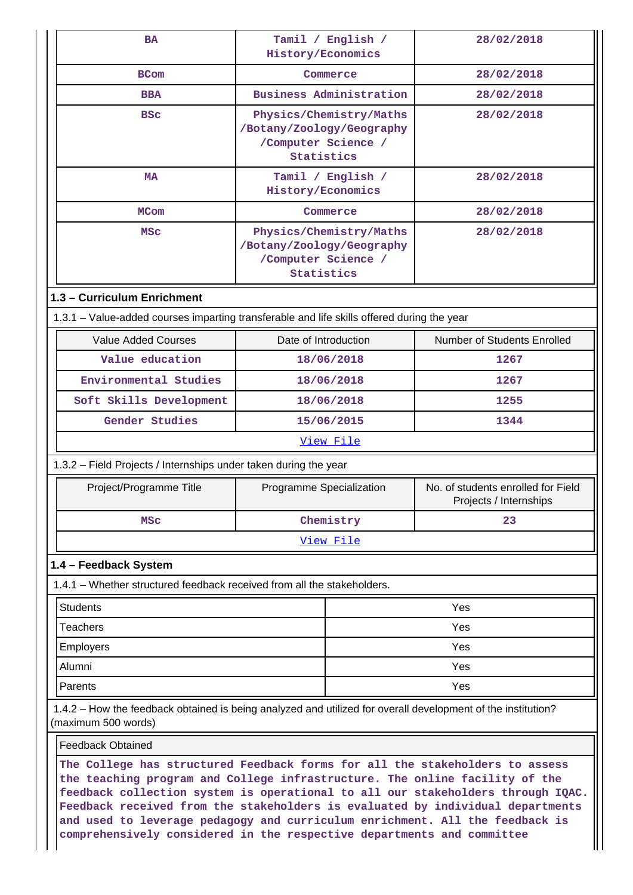| BA | Tamil / English / History/Economics | 28/02/2018 |
|---|---|---|
| BCom | Commerce | 28/02/2018 |
| BBA | Business Administration | 28/02/2018 |
| BSc | Physics/Chemistry/Maths /Botany/Zoology/Geography /Computer Science / Statistics | 28/02/2018 |
| MA | Tamil / English / History/Economics | 28/02/2018 |
| MCom | Commerce | 28/02/2018 |
| MSc | Physics/Chemistry/Maths /Botany/Zoology/Geography /Computer Science / Statistics | 28/02/2018 |

## 1.3 – Curriculum Enrichment

1.3.1 – Value-added courses imparting transferable and life skills offered during the year

| Value Added Courses | Date of Introduction | Number of Students Enrolled |
|---|---|---|
| Value education | 18/06/2018 | 1267 |
| Environmental Studies | 18/06/2018 | 1267 |
| Soft Skills Development | 18/06/2018 | 1255 |
| Gender Studies | 15/06/2015 | 1344 |

View File

1.3.2 – Field Projects / Internships under taken during the year

| Project/Programme Title | Programme Specialization | No. of students enrolled for Field Projects / Internships |
|---|---|---|
| MSc | Chemistry | 23 |

View File

## 1.4 – Feedback System

1.4.1 – Whether structured feedback received from all the stakeholders.

| | |
|---|---|
| Students | Yes |
| Teachers | Yes |
| Employers | Yes |
| Alumni | Yes |
| Parents | Yes |

1.4.2 – How the feedback obtained is being analyzed and utilized for overall development of the institution? (maximum 500 words)

Feedback Obtained

The College has structured Feedback forms for all the stakeholders to assess the teaching program and College infrastructure. The online facility of the feedback collection system is operational to all our stakeholders through IQAC. Feedback received from the stakeholders is evaluated by individual departments and used to leverage pedagogy and curriculum enrichment. All the feedback is comprehensively considered in the respective departments and committee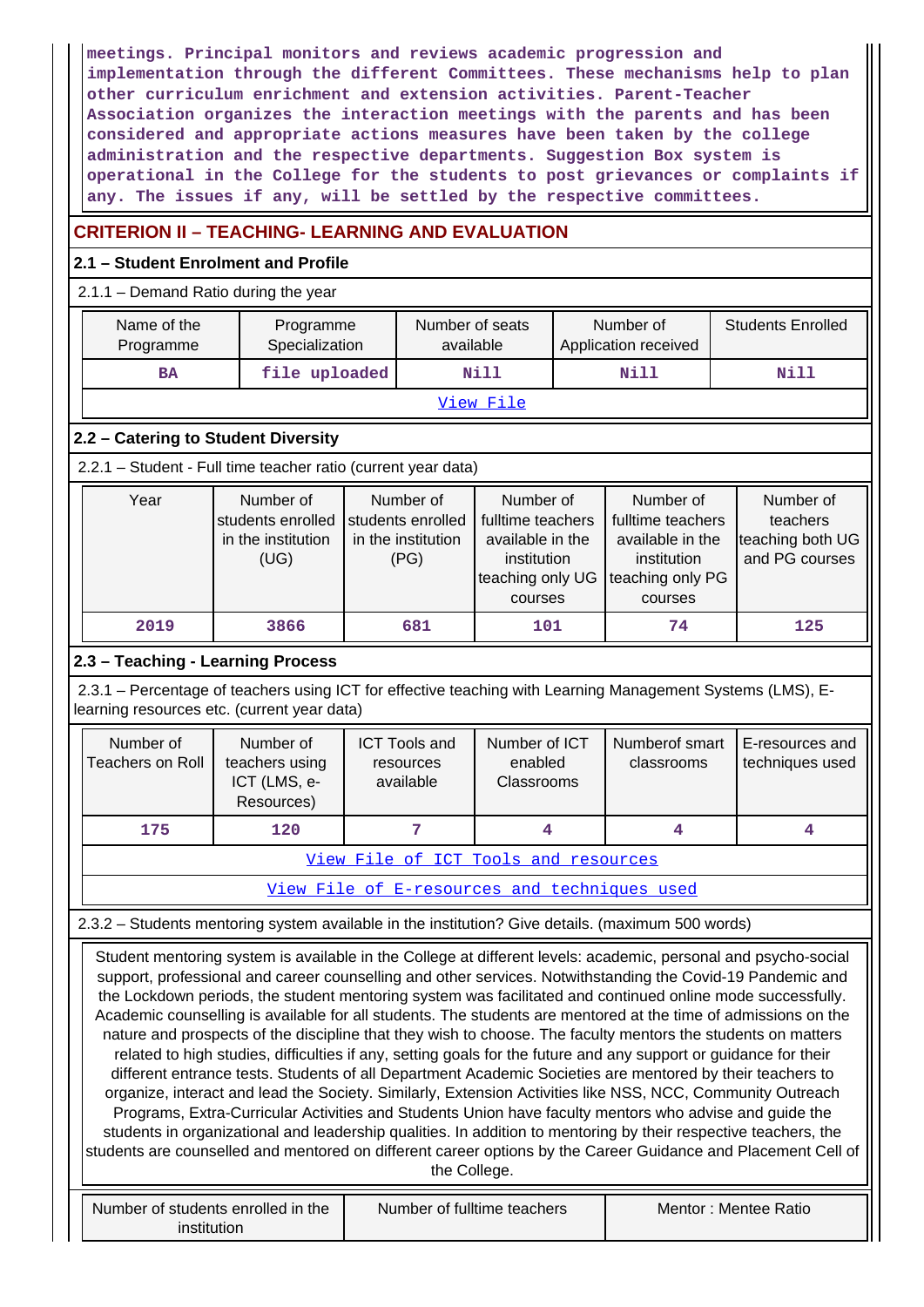meetings. Principal monitors and reviews academic progression and implementation through the different Committees. These mechanisms help to plan other curriculum enrichment and extension activities. Parent-Teacher Association organizes the interaction meetings with the parents and has been considered and appropriate actions measures have been taken by the college administration and the respective departments. Suggestion Box system is operational in the College for the students to post grievances or complaints if any. The issues if any, will be settled by the respective committees.

## CRITERION II – TEACHING- LEARNING AND EVALUATION

### 2.1 – Student Enrolment and Profile

2.1.1 – Demand Ratio during the year

| Name of the Programme | Programme Specialization | Number of seats available | Number of Application received | Students Enrolled |
|---|---|---|---|---|
| BA | file uploaded | Nill | Nill | Nill |
| View File | | | | |

### 2.2 – Catering to Student Diversity

2.2.1 – Student - Full time teacher ratio (current year data)

| Year | Number of students enrolled in the institution (UG) | Number of students enrolled in the institution (PG) | Number of fulltime teachers available in the institution teaching only UG courses | Number of fulltime teachers available in the institution teaching only PG courses | Number of teachers teaching both UG and PG courses |
|---|---|---|---|---|---|
| 2019 | 3866 | 681 | 101 | 74 | 125 |

### 2.3 – Teaching - Learning Process

2.3.1 – Percentage of teachers using ICT for effective teaching with Learning Management Systems (LMS), E-learning resources etc. (current year data)

| Number of Teachers on Roll | Number of teachers using ICT (LMS, e-Resources) | ICT Tools and resources available | Number of ICT enabled Classrooms | Numberof smart classrooms | E-resources and techniques used |
|---|---|---|---|---|---|
| 175 | 120 | 7 | 4 | 4 | 4 |
| View File of ICT Tools and resources | | | | | |
| View File of E-resources and techniques used | | | | | |

2.3.2 – Students mentoring system available in the institution? Give details. (maximum 500 words)

Student mentoring system is available in the College at different levels: academic, personal and psycho-social support, professional and career counselling and other services. Notwithstanding the Covid-19 Pandemic and the Lockdown periods, the student mentoring system was facilitated and continued online mode successfully. Academic counselling is available for all students. The students are mentored at the time of admissions on the nature and prospects of the discipline that they wish to choose. The faculty mentors the students on matters related to high studies, difficulties if any, setting goals for the future and any support or guidance for their different entrance tests. Students of all Department Academic Societies are mentored by their teachers to organize, interact and lead the Society. Similarly, Extension Activities like NSS, NCC, Community Outreach Programs, Extra-Curricular Activities and Students Union have faculty mentors who advise and guide the students in organizational and leadership qualities. In addition to mentoring by their respective teachers, the students are counselled and mentored on different career options by the Career Guidance and Placement Cell of the College.

| Number of students enrolled in the institution | Number of fulltime teachers | Mentor : Mentee Ratio |
|---|---|---|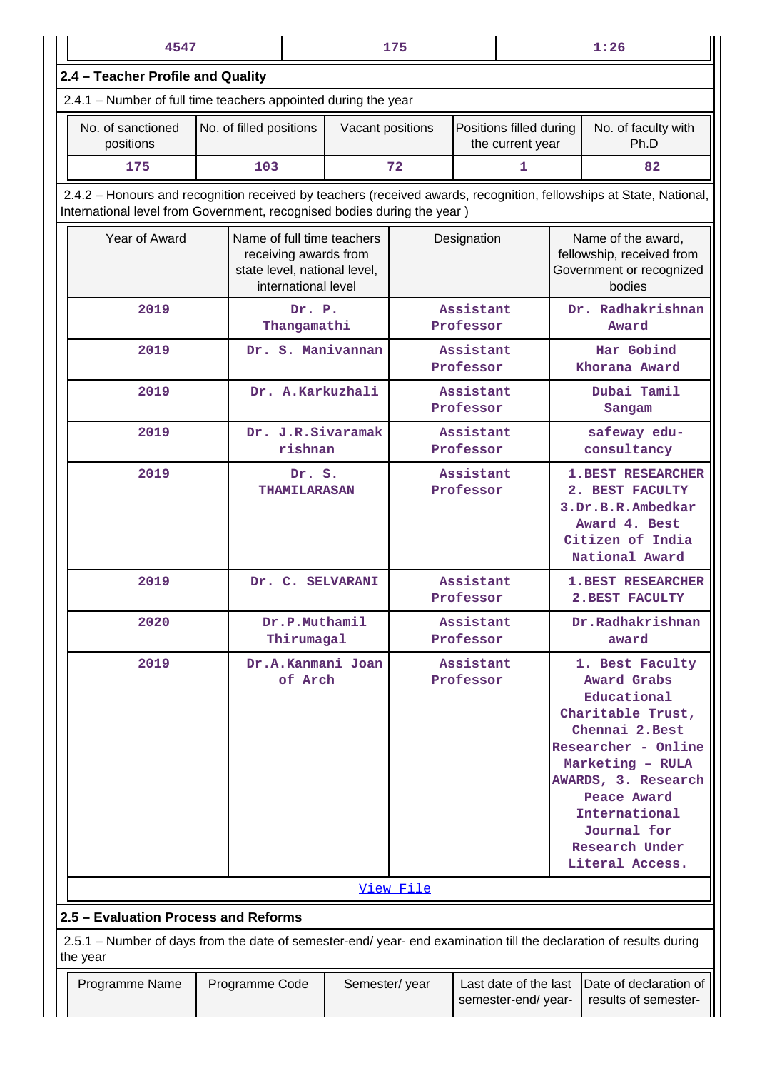| 4547 | 175 | 1:26 |
|---|---|---|

## 2.4 – Teacher Profile and Quality

2.4.1 – Number of full time teachers appointed during the year

| No. of sanctioned positions | No. of filled positions | Vacant positions | Positions filled during the current year | No. of faculty with Ph.D |
|---|---|---|---|---|
| 175 | 103 | 72 | 1 | 82 |

2.4.2 – Honours and recognition received by teachers (received awards, recognition, fellowships at State, National, International level from Government, recognised bodies during the year )

| Year of Award | Name of full time teachers receiving awards from state level, national level, international level | Designation | Name of the award, fellowship, received from Government or recognized bodies |
|---|---|---|---|
| 2019 | Dr. P. Thangamathi | Assistant Professor | Dr. Radhakrishnan Award |
| 2019 | Dr. S. Manivannan | Assistant Professor | Har Gobind Khorana Award |
| 2019 | Dr. A.Karkuzhali | Assistant Professor | Dubai Tamil Sangam |
| 2019 | Dr. J.R.Sivaramakrishnan | Assistant Professor | safeway edu-consultancy |
| 2019 | Dr. S. THAMILARASAN | Assistant Professor | 1.BEST RESEARCHER 2. BEST FACULTY 3.Dr.B.R.Ambedkar Award 4. Best Citizen of India National Award |
| 2019 | Dr. C. SELVARANI | Assistant Professor | 1.BEST RESEARCHER 2.BEST FACULTY |
| 2020 | Dr.P.Muthamil Thirumagal | Assistant Professor | Dr.Radhakrishnan award |
| 2019 | Dr.A.Kanmani Joan of Arch | Assistant Professor | 1. Best Faculty Award Grabs Educational Charitable Trust, Chennai 2.Best Researcher - Online Marketing – RULA AWARDS, 3. Research Peace Award International Journal for Research Under Literal Access. |

View File

## 2.5 – Evaluation Process and Reforms

2.5.1 – Number of days from the date of semester-end/ year- end examination till the declaration of results during the year

| Programme Name | Programme Code | Semester/ year | Last date of the last semester-end/ year- | Date of declaration of results of semester- |
|---|---|---|---|---|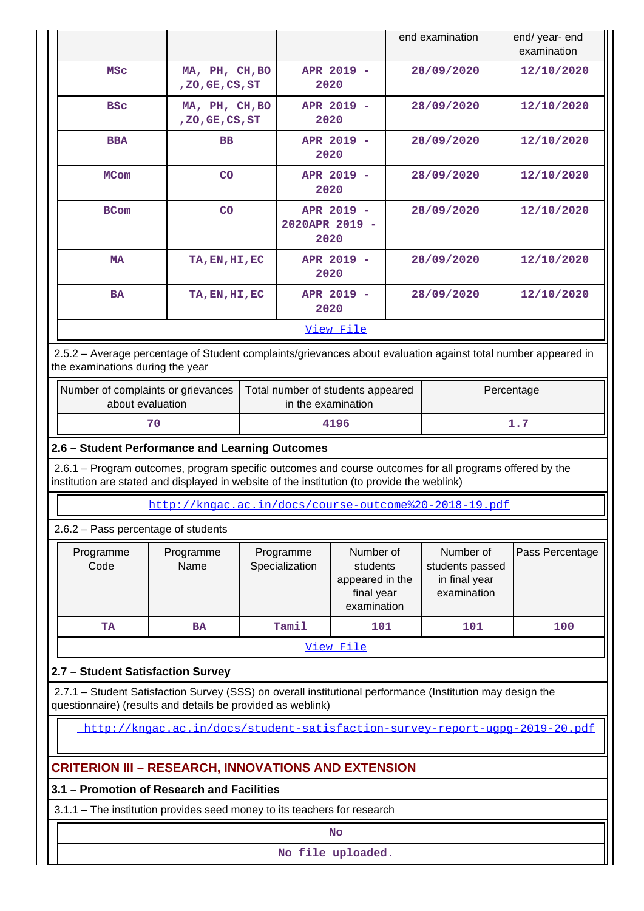| | | | end examination | end/ year- end examination |
|---|---|---|---|---|
| MSc | MA, PH, CH,BO,ZO,GE,CS,ST | APR 2019 - 2020 | 28/09/2020 | 12/10/2020 |
| BSc | MA, PH, CH,BO,ZO,GE,CS,ST | APR 2019 - 2020 | 28/09/2020 | 12/10/2020 |
| BBA | BB | APR 2019 - 2020 | 28/09/2020 | 12/10/2020 |
| MCom | CO | APR 2019 - 2020 | 28/09/2020 | 12/10/2020 |
| BCom | CO | APR 2019 - 2020APR 2019 - 2020 | 28/09/2020 | 12/10/2020 |
| MA | TA,EN,HI,EC | APR 2019 - 2020 | 28/09/2020 | 12/10/2020 |
| BA | TA,EN,HI,EC | APR 2019 - 2020 | 28/09/2020 | 12/10/2020 |

View File

2.5.2 – Average percentage of Student complaints/grievances about evaluation against total number appeared in the examinations during the year

| Number of complaints or grievances about evaluation | Total number of students appeared in the examination | Percentage |
|---|---|---|
| 70 | 4196 | 1.7 |

### 2.6 – Student Performance and Learning Outcomes

2.6.1 – Program outcomes, program specific outcomes and course outcomes for all programs offered by the institution are stated and displayed in website of the institution (to provide the weblink)

http://kngac.ac.in/docs/course-outcome%20-2018-19.pdf

2.6.2 – Pass percentage of students

| Programme Code | Programme Name | Programme Specialization | Number of students appeared in the final year examination | Number of students passed in final year examination | Pass Percentage |
|---|---|---|---|---|---|
| TA | BA | Tamil | 101 | 101 | 100 |

View File

### 2.7 – Student Satisfaction Survey

2.7.1 – Student Satisfaction Survey (SSS) on overall institutional performance (Institution may design the questionnaire) (results and details be provided as weblink)

http://kngac.ac.in/docs/student-satisfaction-survey-report-ugpg-2019-20.pdf

## CRITERION III – RESEARCH, INNOVATIONS AND EXTENSION

### 3.1 – Promotion of Research and Facilities

3.1.1 – The institution provides seed money to its teachers for research

No

No file uploaded.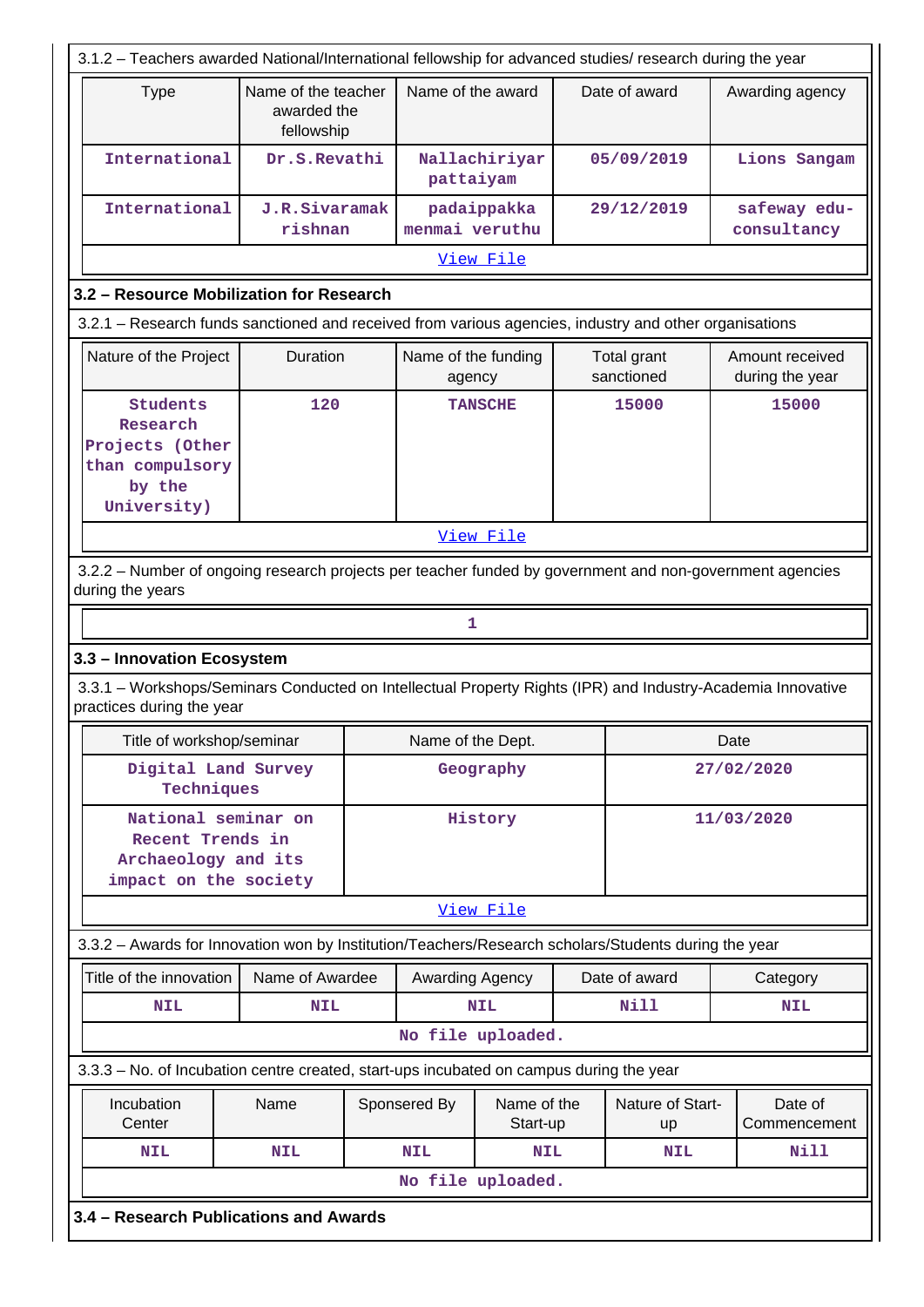3.1.2 – Teachers awarded National/International fellowship for advanced studies/ research during the year

| Type | Name of the teacher awarded the fellowship | Name of the award | Date of award | Awarding agency |
|---|---|---|---|---|
| International | Dr.S.Revathi | Nallachiriyar pattaiyam | 05/09/2019 | Lions Sangam |
| International | J.R.Sivaramak rishnan | padaippakka menmai veruthu | 29/12/2019 | safeway edu-consultancy |

View File

## 3.2 – Resource Mobilization for Research

3.2.1 – Research funds sanctioned and received from various agencies, industry and other organisations

| Nature of the Project | Duration | Name of the funding agency | Total grant sanctioned | Amount received during the year |
|---|---|---|---|---|
| Students Research Projects (Other than compulsory by the University) | 120 | TANSCHE | 15000 | 15000 |

View File

3.2.2 – Number of ongoing research projects per teacher funded by government and non-government agencies during the years

1

## 3.3 – Innovation Ecosystem

3.3.1 – Workshops/Seminars Conducted on Intellectual Property Rights (IPR) and Industry-Academia Innovative practices during the year

| Title of workshop/seminar | Name of the Dept. | Date |
|---|---|---|
| Digital Land Survey Techniques | Geography | 27/02/2020 |
| National seminar on Recent Trends in Archaeology and its impact on the society | History | 11/03/2020 |

View File

3.3.2 – Awards for Innovation won by Institution/Teachers/Research scholars/Students during the year

| Title of the innovation | Name of Awardee | Awarding Agency | Date of award | Category |
|---|---|---|---|---|
| NIL | NIL | NIL | Nill | NIL |

No file uploaded.

3.3.3 – No. of Incubation centre created, start-ups incubated on campus during the year

| Incubation Center | Name | Sponsered By | Name of the Start-up | Nature of Start-up | Date of Commencement |
|---|---|---|---|---|---|
| NIL | NIL | NIL | NIL | NIL | Nill |

No file uploaded.

## 3.4 – Research Publications and Awards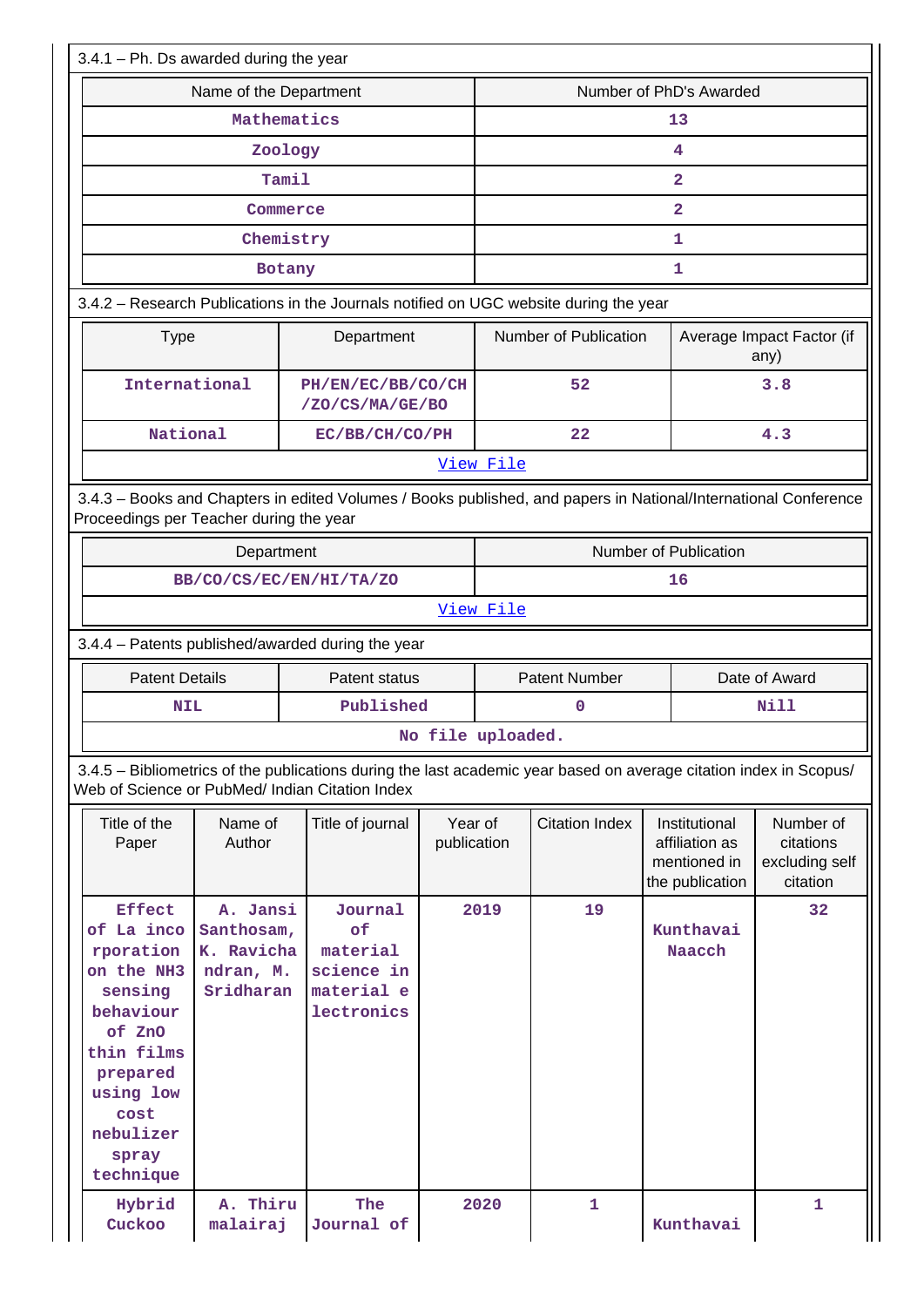3.4.1 – Ph. Ds awarded during the year

| Name of the Department | Number of PhD's Awarded |
|---|---|
| Mathematics | 13 |
| Zoology | 4 |
| Tamil | 2 |
| Commerce | 2 |
| Chemistry | 1 |
| Botany | 1 |

3.4.2 – Research Publications in the Journals notified on UGC website during the year

| Type | Department | Number of Publication | Average Impact Factor (if any) |
|---|---|---|---|
| International | PH/EN/EC/BB/CO/CH /ZO/CS/MA/GE/BO | 52 | 3.8 |
| National | EC/BB/CH/CO/PH | 22 | 4.3 |
| View File | | | |

3.4.3 – Books and Chapters in edited Volumes / Books published, and papers in National/International Conference Proceedings per Teacher during the year

| Department | Number of Publication |
|---|---|
| BB/CO/CS/EC/EN/HI/TA/ZO | 16 |
| View File | |

3.4.4 – Patents published/awarded during the year

| Patent Details | Patent status | Patent Number | Date of Award |
|---|---|---|---|
| NIL | Published | 0 | Nill |
| No file uploaded. | | | |

3.4.5 – Bibliometrics of the publications during the last academic year based on average citation index in Scopus/ Web of Science or PubMed/ Indian Citation Index

| Title of the Paper | Name of Author | Title of journal | Year of publication | Citation Index | Institutional affiliation as mentioned in the publication | Number of citations excluding self citation |
|---|---|---|---|---|---|---|
| Effect of La incorporation on the NH3 sensing behaviour of ZnO thin films prepared using low cost nebulizer spray technique | A. Jansi Santhosam, K. Ravichandran, M. Sridharan | Journal of material science in material electronics | 2019 | 19 | Kunthavai Naacch | 32 |
| Hybrid Cuckoo | A. Thirumalairaj | The Journal of | 2020 | 1 | Kunthavai | 1 |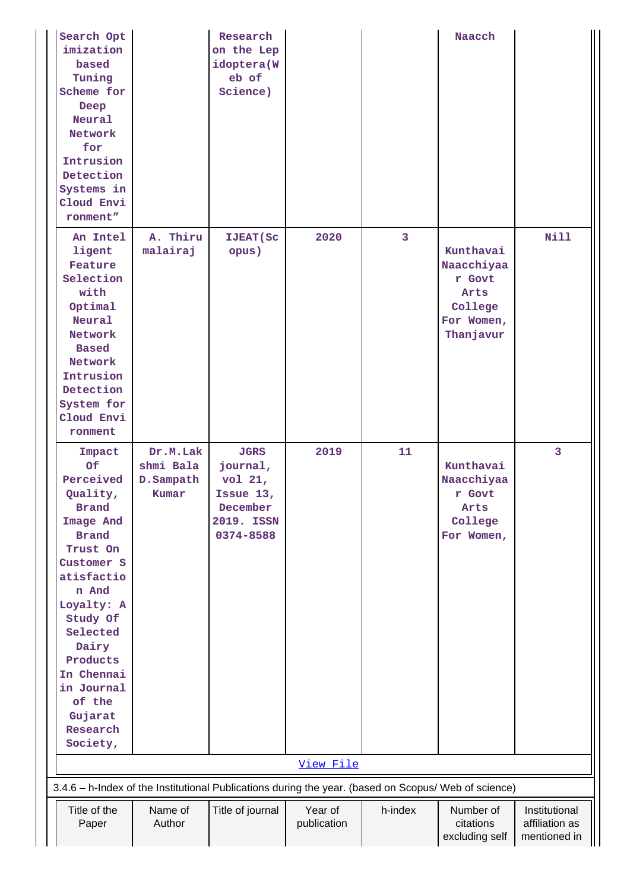| | | | | | | |
|---|---|---|---|---|---|---|
| Search Optimization based Tuning Scheme for Deep Neural Network for Intrusion Detection Systems in Cloud Environment” | | Research on the Lepidoptera(Web of Science) | | | Naacch | |
| An Intelligent Feature Selection with Optimal Neural Network Based Network Intrusion Detection System for Cloud Environment | A. Thirumalairaj | IJEAT(Scopus) | 2020 | 3 | Kunthavai Naacchiyaar Govt Arts College For Women, Thanjavur | Nill |
| Impact Of Perceived Quality, Brand Image And Brand Trust On Customer Satisfaction And Loyalty: A Study Of Selected Dairy Products In Chennai in Journal of the Gujarat Research Society, | Dr.M.Lakshmi Bala D.Sampath Kumar | JGRS journal, vol 21, Issue 13, December 2019. ISSN 0374-8588 | 2019 | 11 | Kunthavai Naacchiyaar Govt Arts College For Women, | 3 |

View File

3.4.6 – h-Index of the Institutional Publications during the year. (based on Scopus/ Web of science)

| Title of the Paper | Name of Author | Title of journal | Year of publication | h-index | Number of citations excluding self | Institutional affiliation as mentioned in |
|---|---|---|---|---|---|---|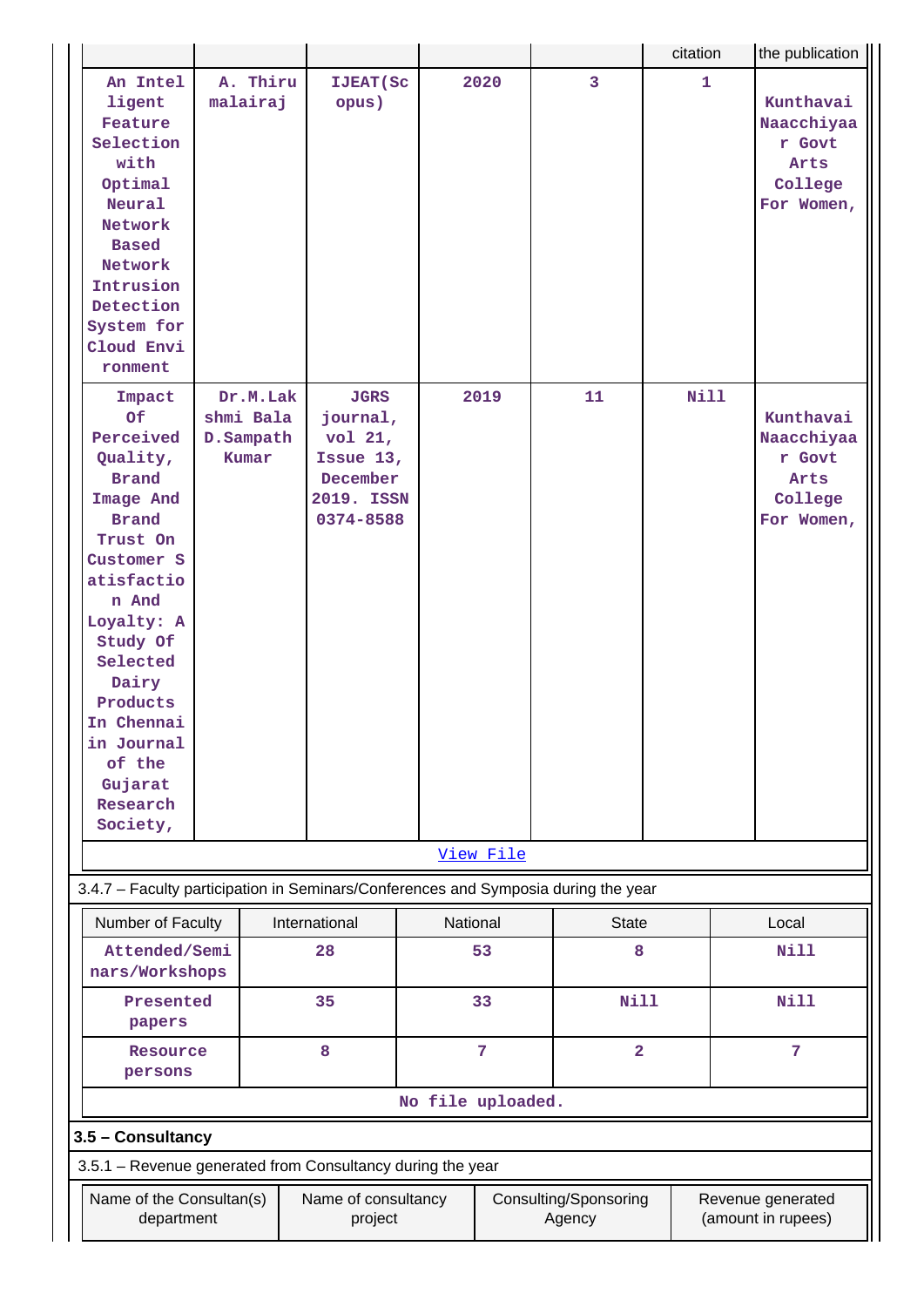| | | | | | citation | the publication |
|---|---|---|---|---|---|---|
| An Intelligent Feature Selection with Optimal Neural Network Based Network Intrusion Detection System for Cloud Environment | A. Thirumalairaj | IJEAT(Scopus) | 2020 | 3 | 1 | Kunthavai Naacchiyaar Govt Arts College For Women, |
| Impact Of Perceived Quality, Brand Image And Brand Trust On Customer Satisfaction And Loyalty: A Study Of Selected Dairy Products In Chennai in Journal of the Gujarat Research Society, | Dr.M.Lakshmi Bala D.Sampath Kumar | JGRS journal, vol 21, Issue 13, December 2019. ISSN 0374-8588 | 2019 | 11 | Nill | Kunthavai Naacchiyaar Govt Arts College For Women, |

View File

3.4.7 – Faculty participation in Seminars/Conferences and Symposia during the year

| Number of Faculty | International | National | State | Local |
|---|---|---|---|---|
| Attended/Seminars/Workshops | 28 | 53 | 8 | Nill |
| Presented papers | 35 | 33 | Nill | Nill |
| Resource persons | 8 | 7 | 2 | 7 |

No file uploaded.

**3.5 – Consultancy**

3.5.1 – Revenue generated from Consultancy during the year

| Name of the Consultan(s) department | Name of consultancy project | Consulting/Sponsoring Agency | Revenue generated (amount in rupees) |
|---|---|---|---|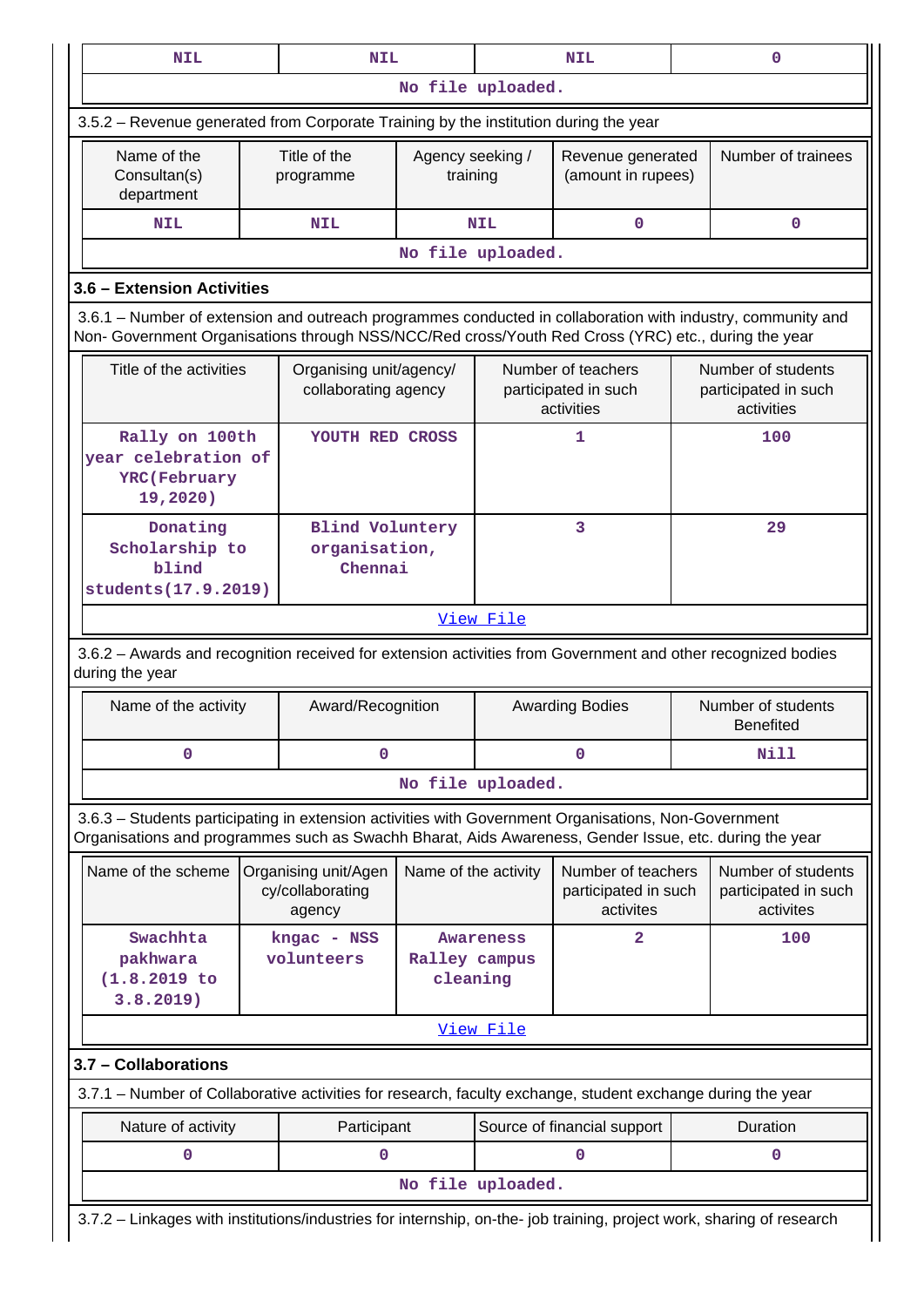| NIL | NIL | NIL | 0 |
|---|---|---|---|
| No file uploaded. | | | |

3.5.2 – Revenue generated from Corporate Training by the institution during the year

| Name of the Consultan(s) department | Title of the programme | Agency seeking / training | Revenue generated (amount in rupees) | Number of trainees |
|---|---|---|---|---|
| NIL | NIL | NIL | 0 | 0 |
| No file uploaded. | | | | |

### 3.6 – Extension Activities

3.6.1 – Number of extension and outreach programmes conducted in collaboration with industry, community and Non- Government Organisations through NSS/NCC/Red cross/Youth Red Cross (YRC) etc., during the year

| Title of the activities | Organising unit/agency/ collaborating agency | Number of teachers participated in such activities | Number of students participated in such activities |
|---|---|---|---|
| Rally on 100th year celebration of YRC(February 19,2020) | YOUTH RED CROSS | 1 | 100 |
| Donating Scholarship to blind students(17.9.2019) | Blind Voluntery organisation, Chennai | 3 | 29 |
| View File | | | |

3.6.2 – Awards and recognition received for extension activities from Government and other recognized bodies during the year

| Name of the activity | Award/Recognition | Awarding Bodies | Number of students Benefited |
|---|---|---|---|
| 0 | 0 | 0 | Nill |
| No file uploaded. | | | |

3.6.3 – Students participating in extension activities with Government Organisations, Non-Government Organisations and programmes such as Swachh Bharat, Aids Awareness, Gender Issue, etc. during the year

| Name of the scheme | Organising unit/Agency/collaborating agency | Name of the activity | Number of teachers participated in such activites | Number of students participated in such activites |
|---|---|---|---|---|
| Swachhta pakhwara (1.8.2019 to 3.8.2019) | kngac - NSS volunteers | Awareness Ralley campus cleaning | 2 | 100 |
| View File | | | | |

### 3.7 – Collaborations

3.7.1 – Number of Collaborative activities for research, faculty exchange, student exchange during the year

| Nature of activity | Participant | Source of financial support | Duration |
|---|---|---|---|
| 0 | 0 | 0 | 0 |
| No file uploaded. | | | |

3.7.2 – Linkages with institutions/industries for internship, on-the- job training, project work, sharing of research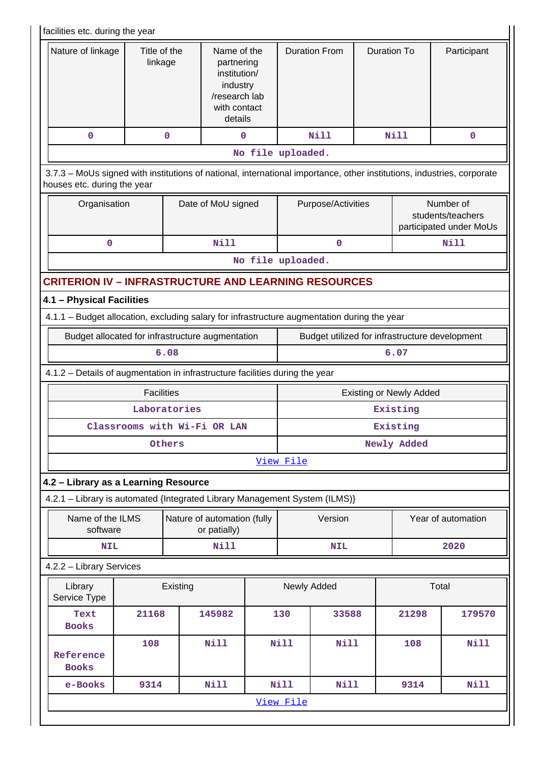facilities etc. during the year

| Nature of linkage | Title of the linkage | Name of the partnering institution/ industry /research lab with contact details | Duration From | Duration To | Participant |
|---|---|---|---|---|---|
| 0 | 0 | 0 | Nill | Nill | 0 |
| No file uploaded. | | | | | |

3.7.3 – MoUs signed with institutions of national, international importance, other institutions, industries, corporate houses etc. during the year

| Organisation | Date of MoU signed | Purpose/Activities | Number of students/teachers participated under MoUs |
|---|---|---|---|
| 0 | Nill | 0 | Nill |
| No file uploaded. | | | |

## CRITERION IV – INFRASTRUCTURE AND LEARNING RESOURCES

### 4.1 – Physical Facilities

4.1.1 – Budget allocation, excluding salary for infrastructure augmentation during the year

| Budget allocated for infrastructure augmentation | Budget utilized for infrastructure development |
|---|---|
| 6.08 | 6.07 |

4.1.2 – Details of augmentation in infrastructure facilities during the year

| Facilities | Existing or Newly Added |
|---|---|
| Laboratories | Existing |
| Classrooms with Wi-Fi OR LAN | Existing |
| Others | Newly Added |
| View File | |

### 4.2 – Library as a Learning Resource

4.2.1 – Library is automated {Integrated Library Management System (ILMS)}

| Name of the ILMS software | Nature of automation (fully or patially) | Version | Year of automation |
|---|---|---|---|
| NIL | Nill | NIL | 2020 |

4.2.2 – Library Services

| Library Service Type | Existing | | Newly Added | | Total | |
|---|---|---|---|---|---|---|
| Text Books | 21168 | 145982 | 130 | 33588 | 21298 | 179570 |
| Reference Books | 108 | Nill | Nill | Nill | 108 | Nill |
| e-Books | 9314 | Nill | Nill | Nill | 9314 | Nill |
| View File | | | | | | |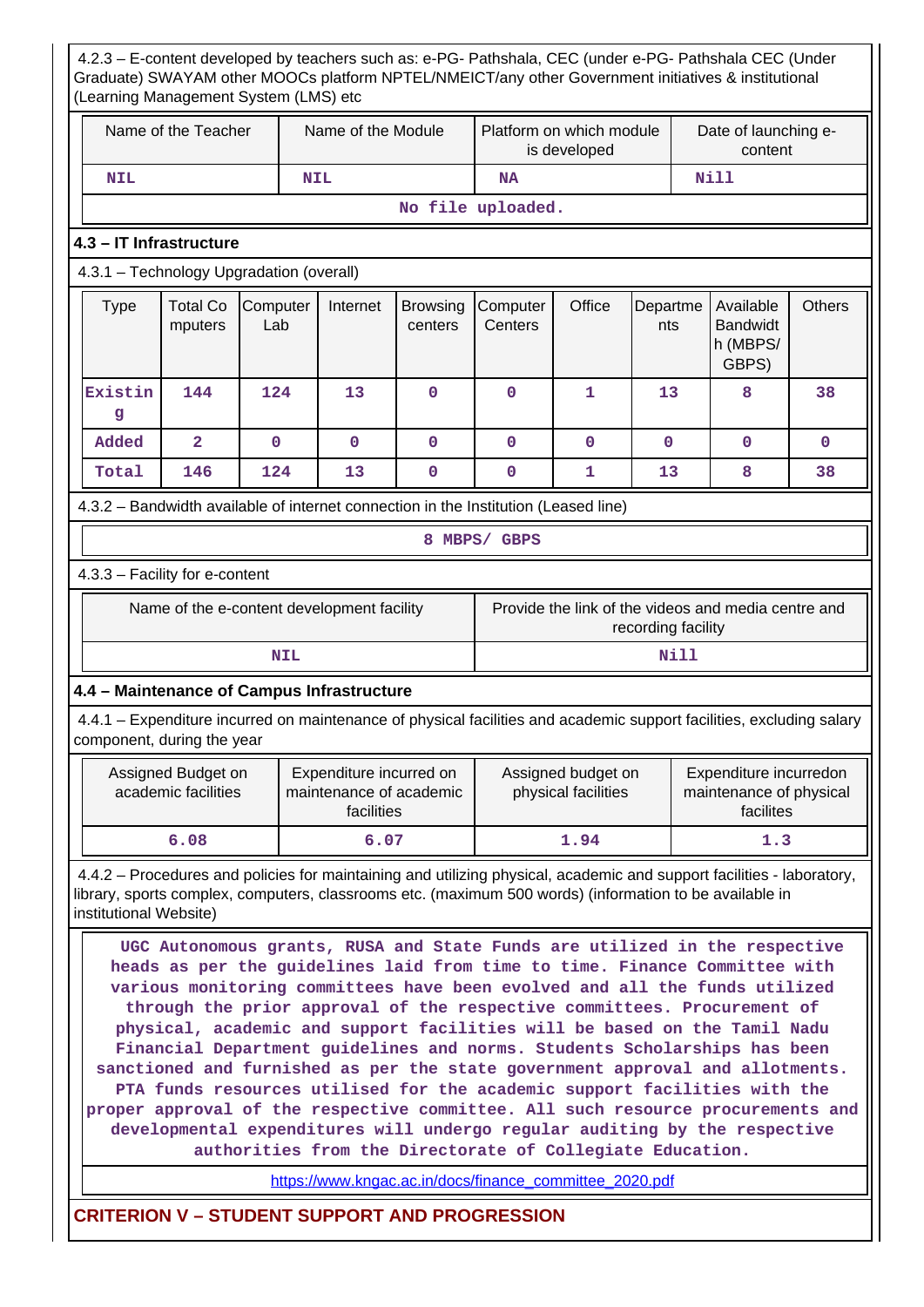4.2.3 – E-content developed by teachers such as: e-PG- Pathshala, CEC (under e-PG- Pathshala CEC (Under Graduate) SWAYAM other MOOCs platform NPTEL/NMEICT/any other Government initiatives & institutional (Learning Management System (LMS) etc

| Name of the Teacher | Name of the Module | Platform on which module is developed | Date of launching e-content |
|---|---|---|---|
| NIL | NIL | NA | Nill |
| No file uploaded. | | | |

## 4.3 – IT Infrastructure

4.3.1 – Technology Upgradation (overall)

| Type | Total Computers | Computer Lab | Internet | Browsing centers | Computer Centers | Office | Departments | Available Bandwidth (MBPS/ GBPS) | Others |
|---|---|---|---|---|---|---|---|---|---|
| Existing | 144 | 124 | 13 | 0 | 0 | 1 | 13 | 8 | 38 |
| Added | 2 | 0 | 0 | 0 | 0 | 0 | 0 | 0 | 0 |
| Total | 146 | 124 | 13 | 0 | 0 | 1 | 13 | 8 | 38 |

4.3.2 – Bandwidth available of internet connection in the Institution (Leased line)

8 MBPS/ GBPS

4.3.3 – Facility for e-content

| Name of the e-content development facility | Provide the link of the videos and media centre and recording facility |
|---|---|
| NIL | Nill |

## 4.4 – Maintenance of Campus Infrastructure

4.4.1 – Expenditure incurred on maintenance of physical facilities and academic support facilities, excluding salary component, during the year

| Assigned Budget on academic facilities | Expenditure incurred on maintenance of academic facilities | Assigned budget on physical facilities | Expenditure incurredon maintenance of physical facilites |
|---|---|---|---|
| 6.08 | 6.07 | 1.94 | 1.3 |

4.4.2 – Procedures and policies for maintaining and utilizing physical, academic and support facilities - laboratory, library, sports complex, computers, classrooms etc. (maximum 500 words) (information to be available in institutional Website)

UGC Autonomous grants, RUSA and State Funds are utilized in the respective heads as per the guidelines laid from time to time. Finance Committee with various monitoring committees have been evolved and all the funds utilized through the prior approval of the respective committees. Procurement of physical, academic and support facilities will be based on the Tamil Nadu Financial Department guidelines and norms. Students Scholarships has been sanctioned and furnished as per the state government approval and allotments. PTA funds resources utilised for the academic support facilities with the proper approval of the respective committee. All such resource procurements and developmental expenditures will undergo regular auditing by the respective authorities from the Directorate of Collegiate Education.

https://www.kngac.ac.in/docs/finance_committee_2020.pdf

# CRITERION V – STUDENT SUPPORT AND PROGRESSION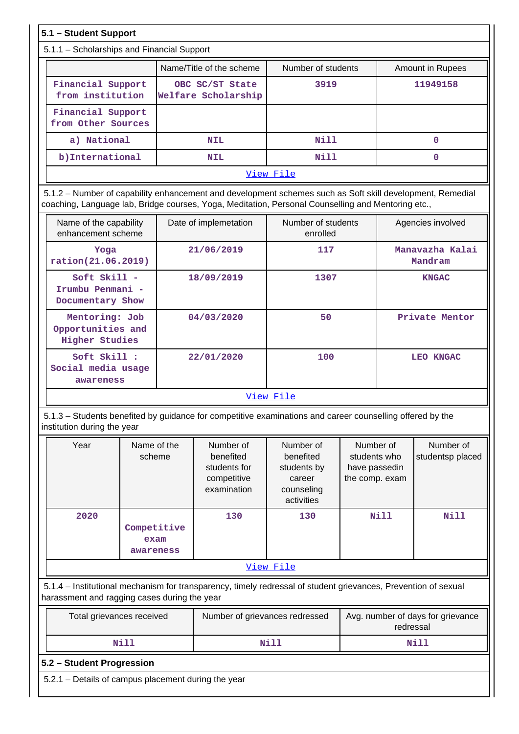**5.1 – Student Support**

5.1.1 – Scholarships and Financial Support

| | Name/Title of the scheme | Number of students | Amount in Rupees |
|---|---|---|---|
| Financial Support from institution | OBC SC/ST State Welfare Scholarship | 3919 | 11949158 |
| Financial Support from Other Sources | | | |
| a) National | NIL | Nill | 0 |
| b)International | NIL | Nill | 0 |

View File

5.1.2 – Number of capability enhancement and development schemes such as Soft skill development, Remedial coaching, Language lab, Bridge courses, Yoga, Meditation, Personal Counselling and Mentoring etc.,

| Name of the capability enhancement scheme | Date of implemetation | Number of students enrolled | Agencies involved |
|---|---|---|---|
| Yoga ration(21.06.2019) | 21/06/2019 | 117 | Manavazha Kalai Mandram |
| Soft Skill - Irumbu Penmani - Documentary Show | 18/09/2019 | 1307 | KNGAC |
| Mentoring: Job Opportunities and Higher Studies | 04/03/2020 | 50 | Private Mentor |
| Soft Skill : Social media usage awareness | 22/01/2020 | 100 | LEO KNGAC |

View File

5.1.3 – Students benefited by guidance for competitive examinations and career counselling offered by the institution during the year

| Year | Name of the scheme | Number of benefited students for competitive examination | Number of benefited students by career counseling activities | Number of students who have passedin the comp. exam | Number of studentsp placed |
|---|---|---|---|---|---|
| 2020 | Competitive exam awareness | 130 | 130 | Nill | Nill |

View File

5.1.4 – Institutional mechanism for transparency, timely redressal of student grievances, Prevention of sexual harassment and ragging cases during the year

| Total grievances received | Number of grievances redressed | Avg. number of days for grievance redressal |
|---|---|---|
| Nill | Nill | Nill |

**5.2 – Student Progression**

5.2.1 – Details of campus placement during the year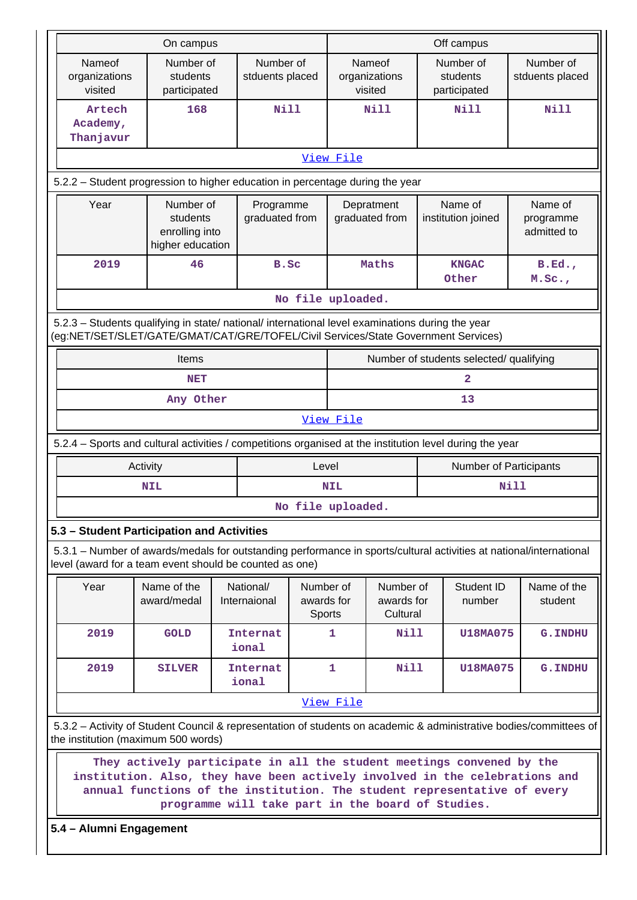| On campus | | | Off campus | | |
|---|---|---|---|---|---|
| Nameof organizations visited | Number of students participated | Number of stduents placed | Nameof organizations visited | Number of students participated | Number of stduents placed |
| Artech Academy, Thanjavur | 168 | Nill | Nill | Nill | Nill |
| View File | | | | | |

5.2.2 – Student progression to higher education in percentage during the year

| Year | Number of students enrolling into higher education | Programme graduated from | Depratment graduated from | Name of institution joined | Name of programme admitted to |
|---|---|---|---|---|---|
| 2019 | 46 | B.Sc | Maths | KNGAC Other | B.Ed., M.Sc., |
| No file uploaded. | | | | | |

5.2.3 – Students qualifying in state/ national/ international level examinations during the year (eg:NET/SET/SLET/GATE/GMAT/CAT/GRE/TOFEL/Civil Services/State Government Services)

| Items | Number of students selected/ qualifying |
|---|---|
| NET | 2 |
| Any Other | 13 |
| View File | |

5.2.4 – Sports and cultural activities / competitions organised at the institution level during the year

| Activity | Level | Number of Participants |
|---|---|---|
| NIL | NIL | Nill |
| No file uploaded. | | |

**5.3 – Student Participation and Activities**

5.3.1 – Number of awards/medals for outstanding performance in sports/cultural activities at national/international level (award for a team event should be counted as one)

| Year | Name of the award/medal | National/ Internaional | Number of awards for Sports | Number of awards for Cultural | Student ID number | Name of the student |
|---|---|---|---|---|---|---|
| 2019 | GOLD | International | 1 | Nill | U18MA075 | G.INDHU |
| 2019 | SILVER | International | 1 | Nill | U18MA075 | G.INDHU |
| View File | | | | | | |

5.3.2 – Activity of Student Council & representation of students on academic & administrative bodies/committees of the institution (maximum 500 words)

They actively participate in all the student meetings convened by the institution. Also, they have been actively involved in the celebrations and annual functions of the institution. The student representative of every programme will take part in the board of Studies.

**5.4 – Alumni Engagement**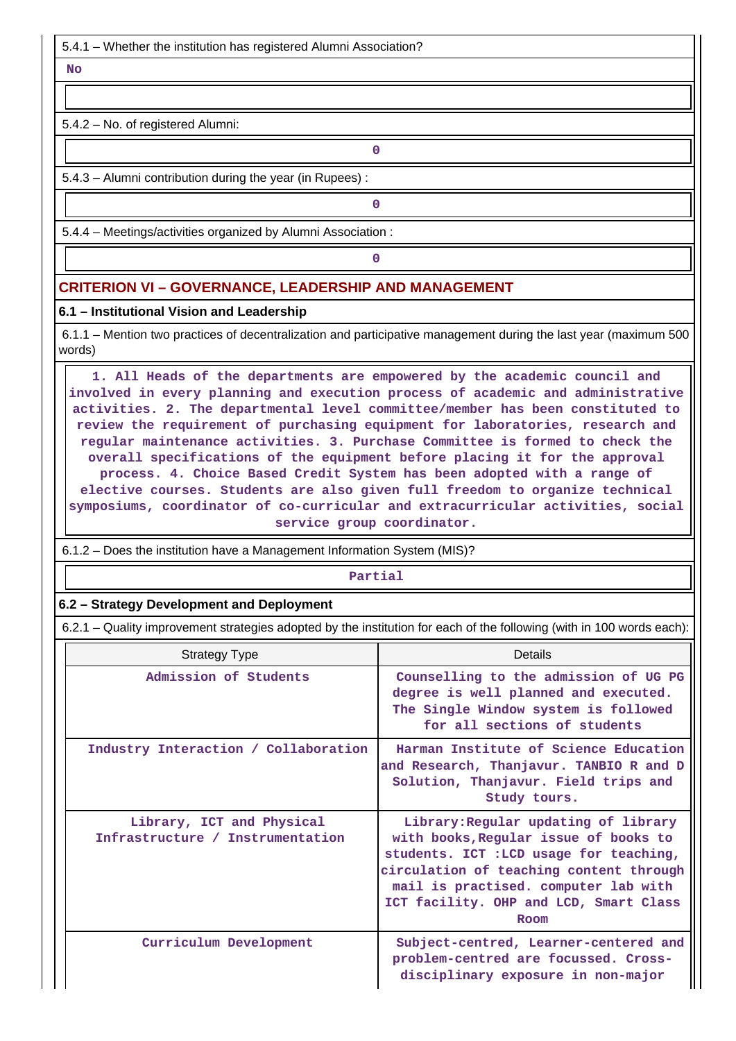5.4.1 – Whether the institution has registered Alumni Association?

No

5.4.2 – No. of registered Alumni:

0

5.4.3 – Alumni contribution during the year (in Rupees) :

0

5.4.4 – Meetings/activities organized by Alumni Association :

0

## CRITERION VI – GOVERNANCE, LEADERSHIP AND MANAGEMENT

### 6.1 – Institutional Vision and Leadership

6.1.1 – Mention two practices of decentralization and participative management during the last year (maximum 500 words)

1. All Heads of the departments are empowered by the academic council and involved in every planning and execution process of academic and administrative activities. 2. The departmental level committee/member has been constituted to review the requirement of purchasing equipment for laboratories, research and regular maintenance activities. 3. Purchase Committee is formed to check the overall specifications of the equipment before placing it for the approval process. 4. Choice Based Credit System has been adopted with a range of elective courses. Students are also given full freedom to organize technical symposiums, coordinator of co-curricular and extracurricular activities, social service group coordinator.

6.1.2 – Does the institution have a Management Information System (MIS)?

Partial

### 6.2 – Strategy Development and Deployment

6.2.1 – Quality improvement strategies adopted by the institution for each of the following (with in 100 words each):

| Strategy Type | Details |
|---|---|
| Admission of Students | Counselling to the admission of UG PG degree is well planned and executed. The Single Window system is followed for all sections of students |
| Industry Interaction / Collaboration | Harman Institute of Science Education and Research, Thanjavur. TANBIO R and D Solution, Thanjavur. Field trips and Study tours. |
| Library, ICT and Physical Infrastructure / Instrumentation | Library:Regular updating of library with books,Regular issue of books to students. ICT :LCD usage for teaching, circulation of teaching content through mail is practised. computer lab with ICT facility. OHP and LCD, Smart Class Room |
| Curriculum Development | Subject-centred, Learner-centered and problem-centred are focussed. Cross-disciplinary exposure in non-major |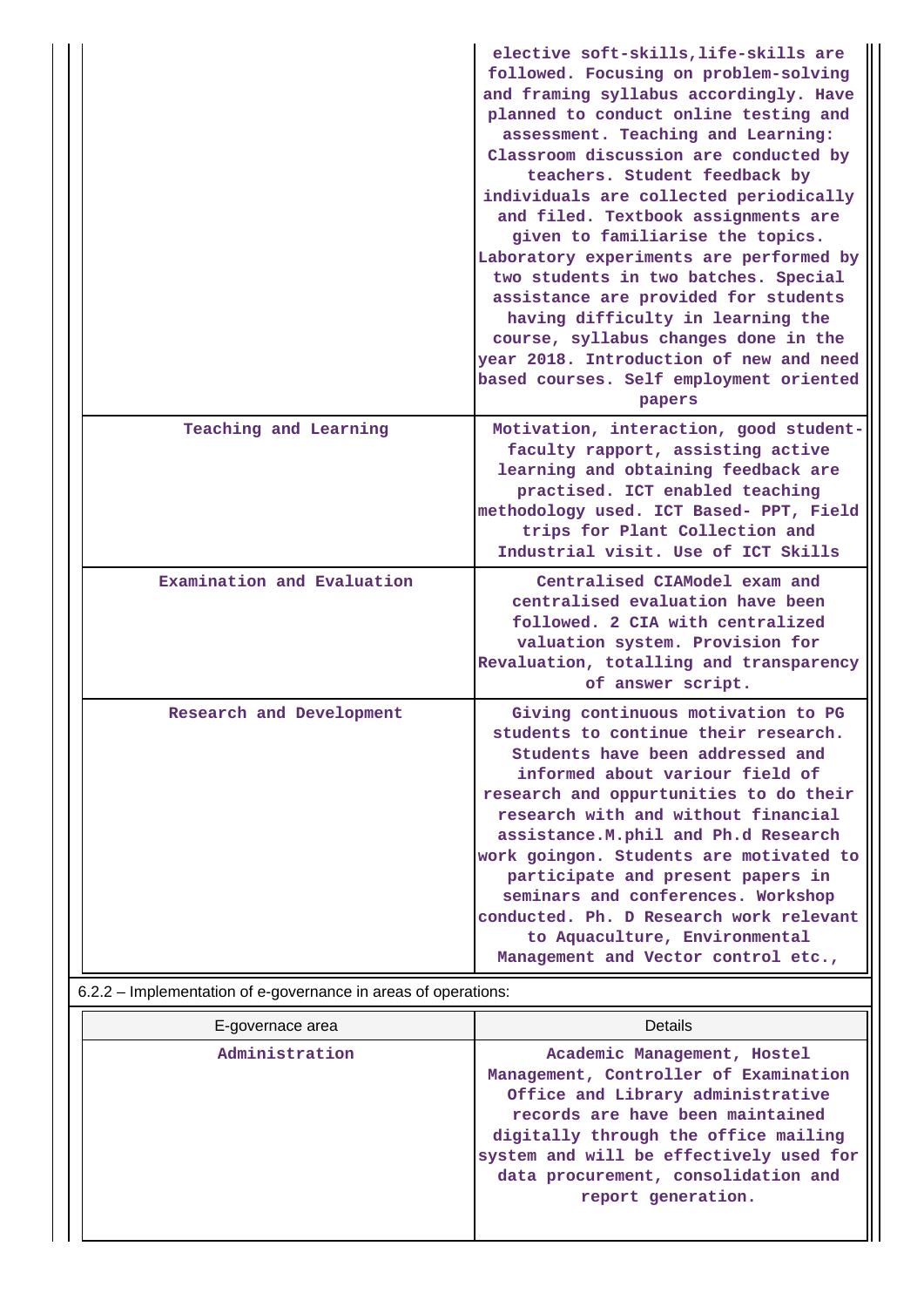| | |
|---|---|
| | elective soft-skills,life-skills are followed. Focusing on problem-solving and framing syllabus accordingly. Have planned to conduct online testing and assessment. Teaching and Learning: Classroom discussion are conducted by teachers. Student feedback by individuals are collected periodically and filed. Textbook assignments are given to familiarise the topics. Laboratory experiments are performed by two students in two batches. Special assistance are provided for students having difficulty in learning the course, syllabus changes done in the year 2018. Introduction of new and need based courses. Self employment oriented papers |
| Teaching and Learning | Motivation, interaction, good student-faculty rapport, assisting active learning and obtaining feedback are practised. ICT enabled teaching methodology used. ICT Based- PPT, Field trips for Plant Collection and Industrial visit. Use of ICT Skills |
| Examination and Evaluation | Centralised CIAModel exam and centralised evaluation have been followed. 2 CIA with centralized valuation system. Provision for Revaluation, totalling and transparency of answer script. |
| Research and Development | Giving continuous motivation to PG students to continue their research. Students have been addressed and informed about variour field of research and oppurtunities to do their research with and without financial assistance.M.phil and Ph.d Research work goingon. Students are motivated to participate and present papers in seminars and conferences. Workshop conducted. Ph. D Research work relevant to Aquaculture, Environmental Management and Vector control etc., |

6.2.2 – Implementation of e-governance in areas of operations:

| E-governace area | Details |
|---|---|
| Administration | Academic Management, Hostel Management, Controller of Examination Office and Library administrative records are have been maintained digitally through the office mailing system and will be effectively used for data procurement, consolidation and report generation. |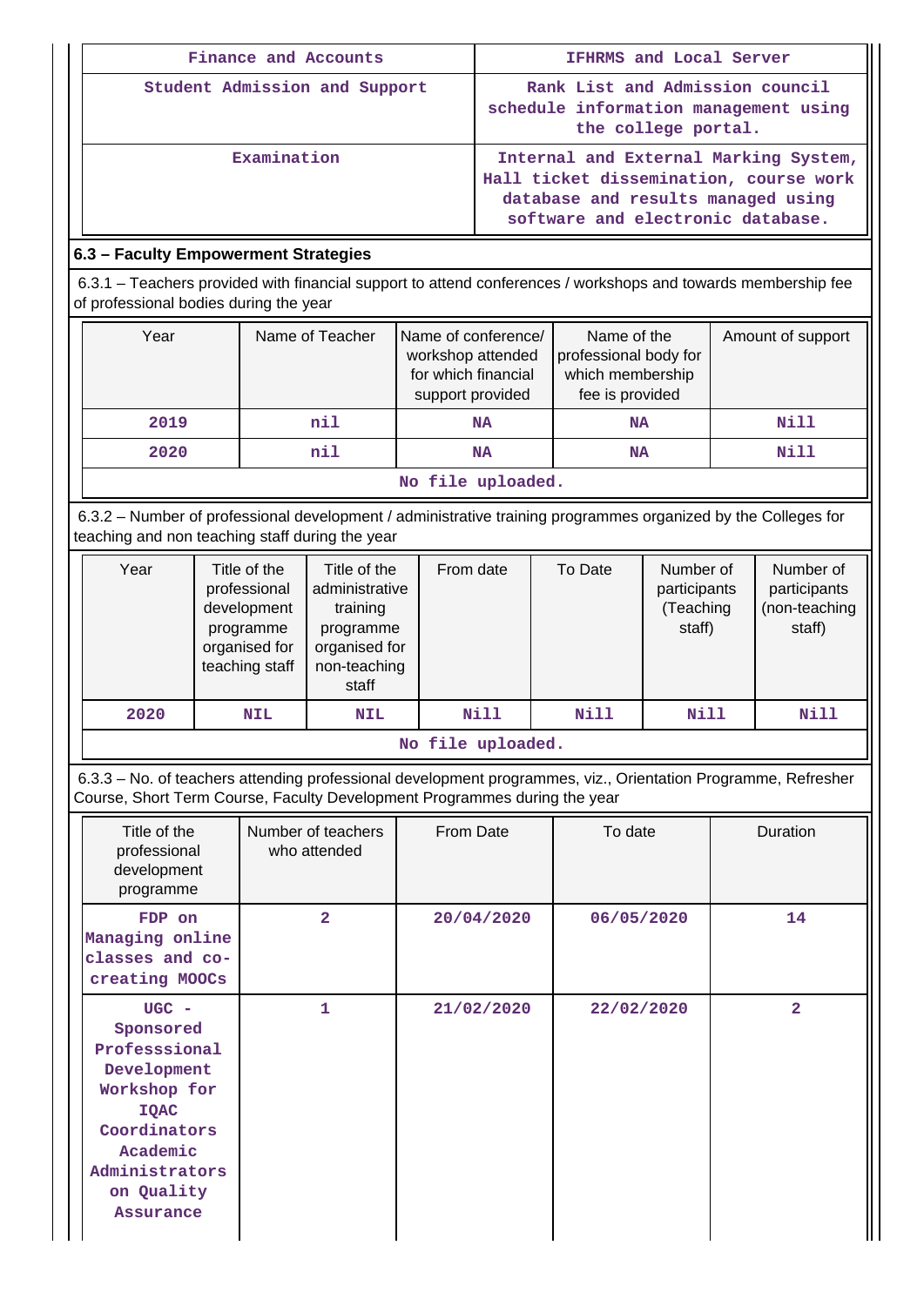| Finance and Accounts | IFHRMS and Local Server |
|---|---|
| Student Admission and Support | Rank List and Admission council schedule information management using the college portal. |
| Examination | Internal and External Marking System, Hall ticket dissemination, course work database and results managed using software and electronic database. |

### 6.3 – Faculty Empowerment Strategies

6.3.1 – Teachers provided with financial support to attend conferences / workshops and towards membership fee of professional bodies during the year

| Year | Name of Teacher | Name of conference/ workshop attended for which financial support provided | Name of the professional body for which membership fee is provided | Amount of support |
|---|---|---|---|---|
| 2019 | nil | NA | NA | Nill |
| 2020 | nil | NA | NA | Nill |

No file uploaded.

6.3.2 – Number of professional development / administrative training programmes organized by the Colleges for teaching and non teaching staff during the year

| Year | Title of the professional development programme organised for teaching staff | Title of the administrative training programme organised for non-teaching staff | From date | To Date | Number of participants (Teaching staff) | Number of participants (non-teaching staff) |
|---|---|---|---|---|---|---|
| 2020 | NIL | NIL | Nill | Nill | Nill | Nill |

No file uploaded.

6.3.3 – No. of teachers attending professional development programmes, viz., Orientation Programme, Refresher Course, Short Term Course, Faculty Development Programmes during the year

| Title of the professional development programme | Number of teachers who attended | From Date | To date | Duration |
|---|---|---|---|---|
| FDP on Managing online classes and co-creating MOOCs | 2 | 20/04/2020 | 06/05/2020 | 14 |
| UGC - Sponsored Professsional Development Workshop for IQAC Coordinators Academic Administrators on Quality Assurance | 1 | 21/02/2020 | 22/02/2020 | 2 |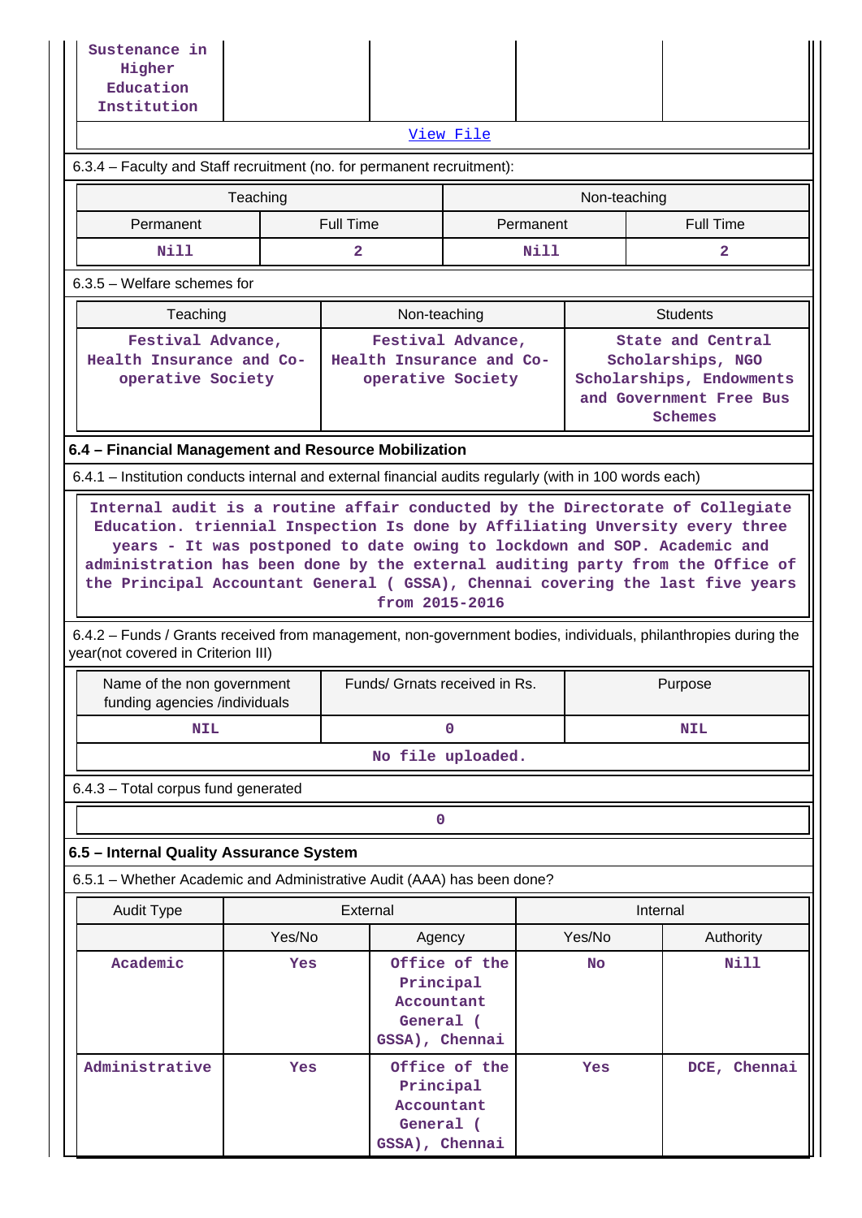| Sustenance in Higher Education Institution | | | | |
|---|---|---|---|---|
| View File | | | | |

6.3.4 – Faculty and Staff recruitment (no. for permanent recruitment):

| Teaching | | Non-teaching | |
|---|---|---|---|
| Permanent | Full Time | Permanent | Full Time |
| Nill | 2 | Nill | 2 |

6.3.5 – Welfare schemes for

| Teaching | Non-teaching | Students |
|---|---|---|
| Festival Advance, Health Insurance and Co-operative Society | Festival Advance, Health Insurance and Co-operative Society | State and Central Scholarships, NGO Scholarships, Endowments and Government Free Bus Schemes |

### 6.4 – Financial Management and Resource Mobilization

6.4.1 – Institution conducts internal and external financial audits regularly (with in 100 words each)

Internal audit is a routine affair conducted by the Directorate of Collegiate Education. triennial Inspection Is done by Affiliating Unversity every three years - It was postponed to date owing to lockdown and SOP. Academic and administration has been done by the external auditing party from the Office of the Principal Accountant General ( GSSA), Chennai covering the last five years from 2015-2016

6.4.2 – Funds / Grants received from management, non-government bodies, individuals, philanthropies during the year(not covered in Criterion III)

| Name of the non government funding agencies /individuals | Funds/ Grnats received in Rs. | Purpose |
|---|---|---|
| NIL | 0 | NIL |
| No file uploaded. | | |

6.4.3 – Total corpus fund generated

| 0 |
|---|

### 6.5 – Internal Quality Assurance System

6.5.1 – Whether Academic and Administrative Audit (AAA) has been done?

| Audit Type | External | | Internal | |
|---|---|---|---|---|
| | Yes/No | Agency | Yes/No | Authority |
| Academic | Yes | Office of the Principal Accountant General ( GSSA), Chennai | No | Nill |
| Administrative | Yes | Office of the Principal Accountant General ( GSSA), Chennai | Yes | DCE, Chennai |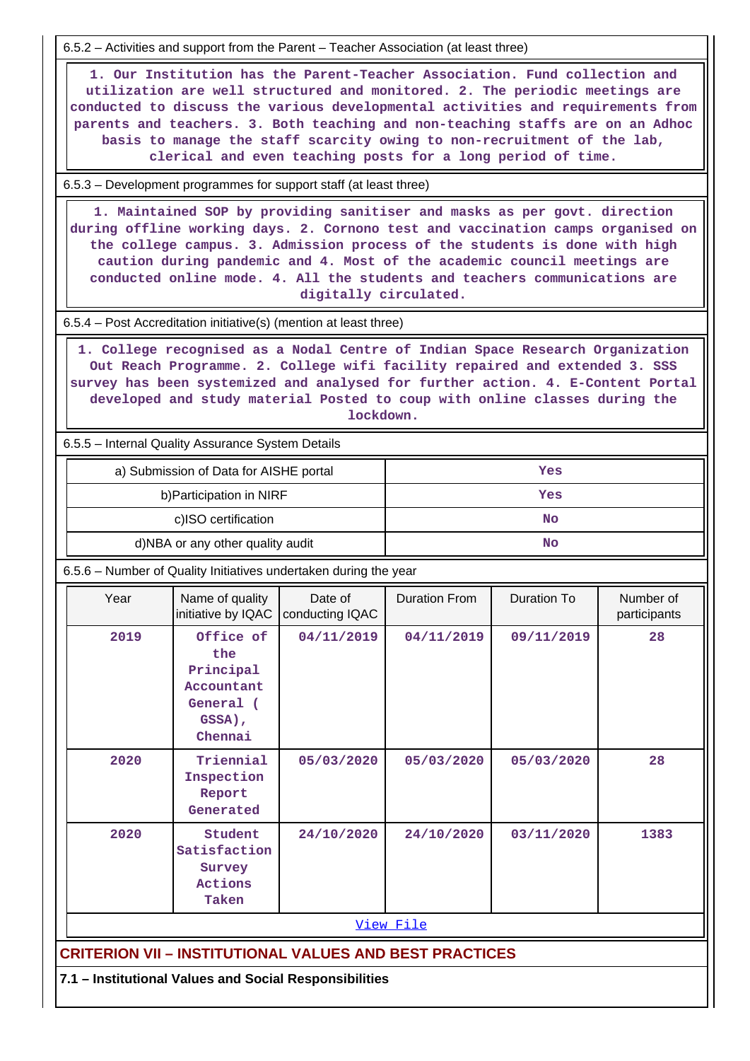6.5.2 – Activities and support from the Parent – Teacher Association (at least three)

1. Our Institution has the Parent-Teacher Association. Fund collection and utilization are well structured and monitored. 2. The periodic meetings are conducted to discuss the various developmental activities and requirements from parents and teachers. 3. Both teaching and non-teaching staffs are on an Adhoc basis to manage the staff scarcity owing to non-recruitment of the lab, clerical and even teaching posts for a long period of time.

6.5.3 – Development programmes for support staff (at least three)

1. Maintained SOP by providing sanitiser and masks as per govt. direction during offline working days. 2. Cornono test and vaccination camps organised on the college campus. 3. Admission process of the students is done with high caution during pandemic and 4. Most of the academic council meetings are conducted online mode. 4. All the students and teachers communications are digitally circulated.

6.5.4 – Post Accreditation initiative(s) (mention at least three)

1. College recognised as a Nodal Centre of Indian Space Research Organization Out Reach Programme. 2. College wifi facility repaired and extended 3. SSS survey has been systemized and analysed for further action. 4. E-Content Portal developed and study material Posted to coup with online classes during the lockdown.

6.5.5 – Internal Quality Assurance System Details

| | |
|---|---|
| a) Submission of Data for AISHE portal | Yes |
| b)Participation in NIRF | Yes |
| c)ISO certification | No |
| d)NBA or any other quality audit | No |

6.5.6 – Number of Quality Initiatives undertaken during the year

| Year | Name of quality initiative by IQAC | Date of conducting IQAC | Duration From | Duration To | Number of participants |
|---|---|---|---|---|---|
| 2019 | Office of the Principal Accountant General ( GSSA), Chennai | 04/11/2019 | 04/11/2019 | 09/11/2019 | 28 |
| 2020 | Triennial Inspection Report Generated | 05/03/2020 | 05/03/2020 | 05/03/2020 | 28 |
| 2020 | Student Satisfaction Survey Actions Taken | 24/10/2020 | 24/10/2020 | 03/11/2020 | 1383 |

[View File](#)

## CRITERION VII – INSTITUTIONAL VALUES AND BEST PRACTICES

### 7.1 – Institutional Values and Social Responsibilities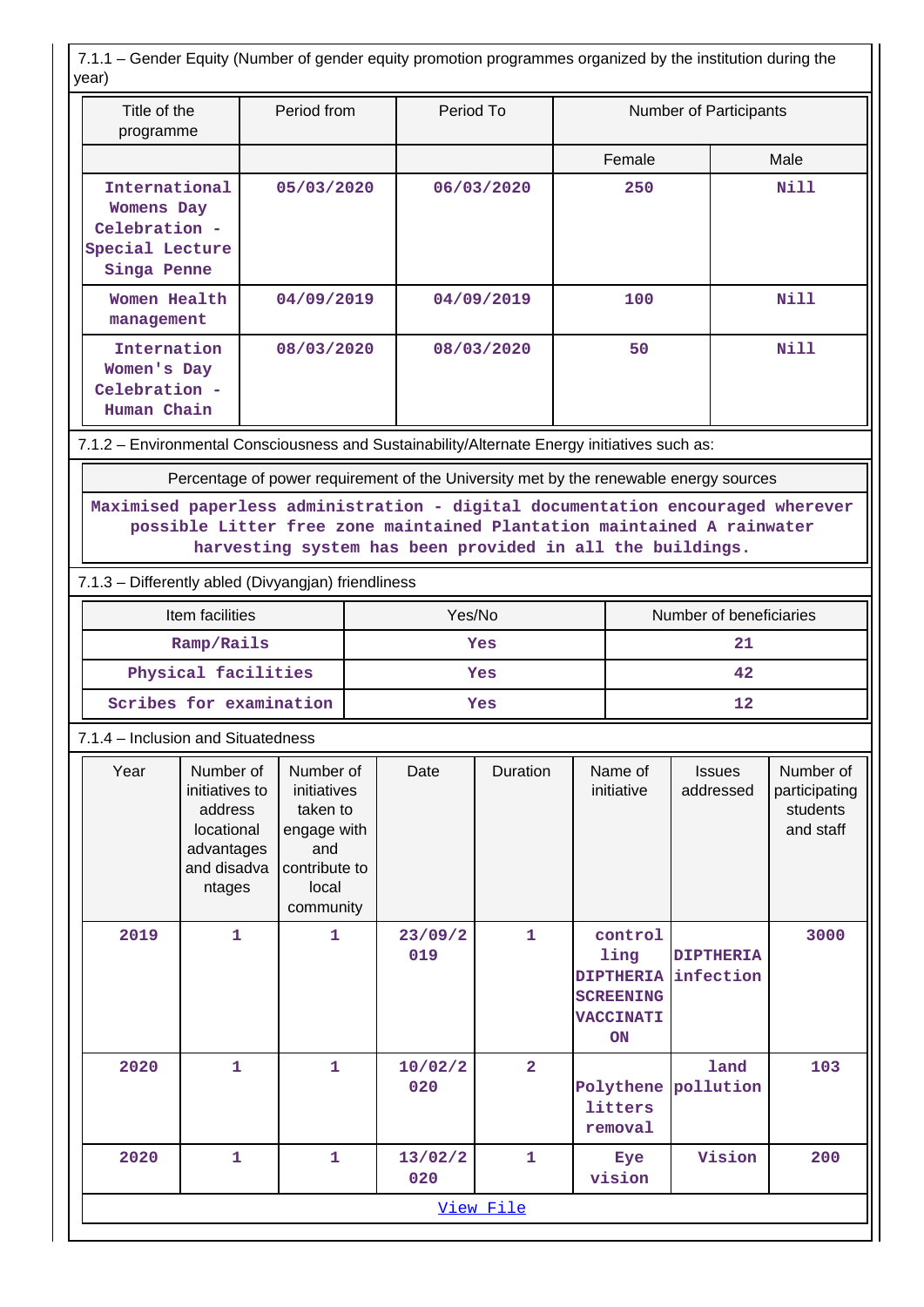7.1.1 – Gender Equity (Number of gender equity promotion programmes organized by the institution during the year)

| Title of the programme | Period from | Period To | Number of Participants | |
|---|---|---|---|---|
| | | | Female | Male |
| International Womens Day Celebration - Special Lecture Singa Penne | 05/03/2020 | 06/03/2020 | 250 | Nill |
| Women Health management | 04/09/2019 | 04/09/2019 | 100 | Nill |
| Internation Women's Day Celebration - Human Chain | 08/03/2020 | 08/03/2020 | 50 | Nill |

7.1.2 – Environmental Consciousness and Sustainability/Alternate Energy initiatives such as:

| Percentage of power requirement of the University met by the renewable energy sources |
|---|
| Maximised paperless administration - digital documentation encouraged wherever possible Litter free zone maintained Plantation maintained A rainwater harvesting system has been provided in all the buildings. |

7.1.3 – Differently abled (Divyangjan) friendliness

| Item facilities | Yes/No | Number of beneficiaries |
|---|---|---|
| Ramp/Rails | Yes | 21 |
| Physical facilities | Yes | 42 |
| Scribes for examination | Yes | 12 |

7.1.4 – Inclusion and Situatedness

| Year | Number of initiatives to address locational advantages and disadvantages | Number of initiatives taken to engage with and contribute to local community | Date | Duration | Name of initiative | Issues addressed | Number of participating students and staff |
|---|---|---|---|---|---|---|---|
| 2019 | 1 | 1 | 23/09/2019 | 1 | controlling DIPTHERIA SCREENING VACCINATION | DIPTHERIA infection | 3000 |
| 2020 | 1 | 1 | 10/02/2020 | 2 | Polythene litters removal | land pollution | 103 |
| 2020 | 1 | 1 | 13/02/2020 | 1 | Eye vision | Vision | 200 |

View File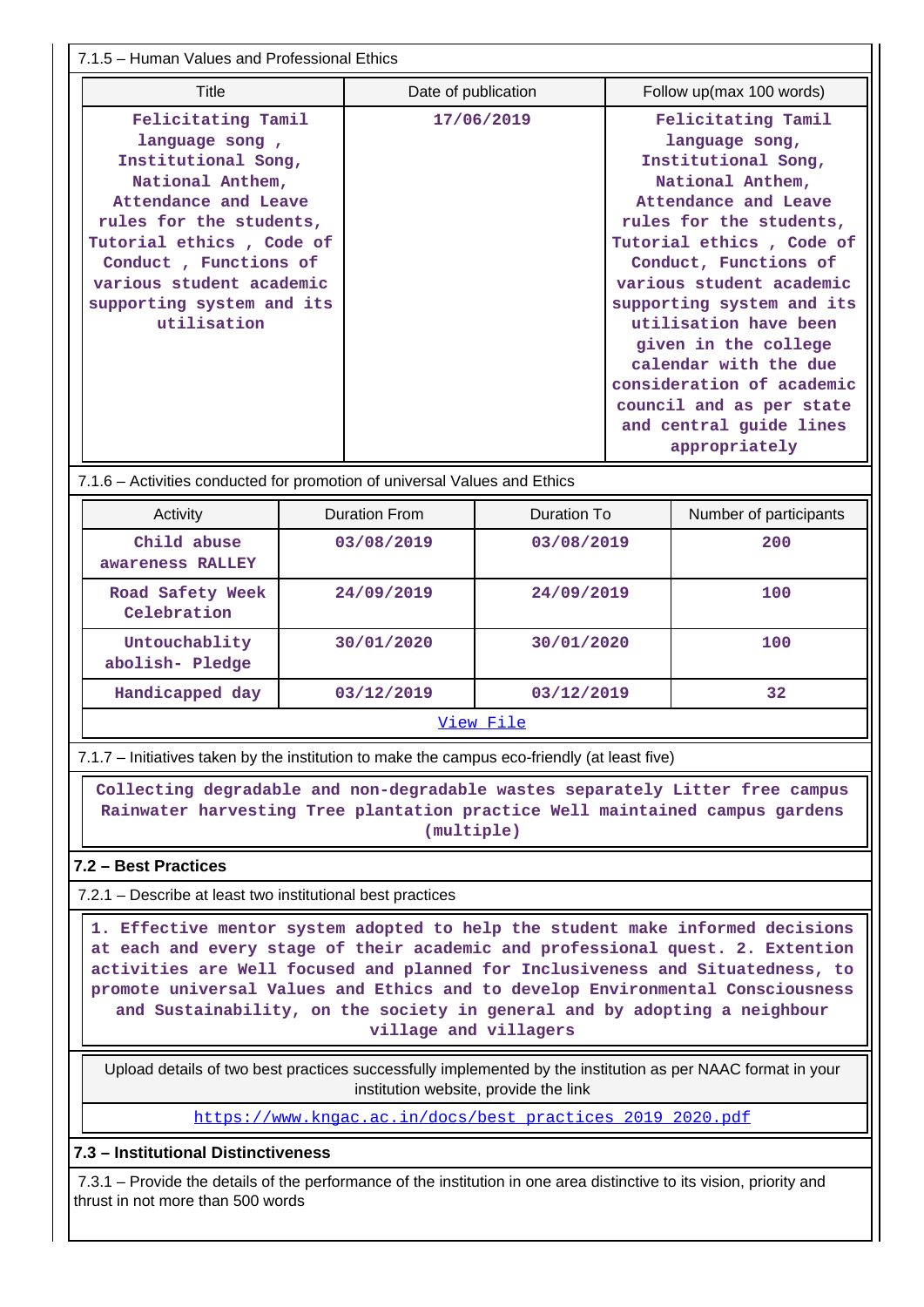7.1.5 – Human Values and Professional Ethics

| Title | Date of publication | Follow up(max 100 words) |
|---|---|---|
| Felicitating Tamil language song , Institutional Song, National Anthem, Attendance and Leave rules for the students, Tutorial ethics , Code of Conduct , Functions of various student academic supporting system and its utilisation | 17/06/2019 | Felicitating Tamil language song, Institutional Song, National Anthem, Attendance and Leave rules for the students, Tutorial ethics , Code of Conduct, Functions of various student academic supporting system and its utilisation have been given in the college calendar with the due consideration of academic council and as per state and central guide lines appropriately |

7.1.6 – Activities conducted for promotion of universal Values and Ethics

| Activity | Duration From | Duration To | Number of participants |
|---|---|---|---|
| Child abuse awareness RALLEY | 03/08/2019 | 03/08/2019 | 200 |
| Road Safety Week Celebration | 24/09/2019 | 24/09/2019 | 100 |
| Untouchablity abolish- Pledge | 30/01/2020 | 30/01/2020 | 100 |
| Handicapped day | 03/12/2019 | 03/12/2019 | 32 |

View File

7.1.7 – Initiatives taken by the institution to make the campus eco-friendly (at least five)

Collecting degradable and non-degradable wastes separately Litter free campus Rainwater harvesting Tree plantation practice Well maintained campus gardens (multiple)

**7.2 – Best Practices**

7.2.1 – Describe at least two institutional best practices

1. Effective mentor system adopted to help the student make informed decisions at each and every stage of their academic and professional quest. 2. Extention activities are Well focused and planned for Inclusiveness and Situatedness, to promote universal Values and Ethics and to develop Environmental Consciousness and Sustainability, on the society in general and by adopting a neighbour village and villagers

Upload details of two best practices successfully implemented by the institution as per NAAC format in your institution website, provide the link

https://www.kngac.ac.in/docs/best_practices_2019_2020.pdf

**7.3 – Institutional Distinctiveness**

7.3.1 – Provide the details of the performance of the institution in one area distinctive to its vision, priority and thrust in not more than 500 words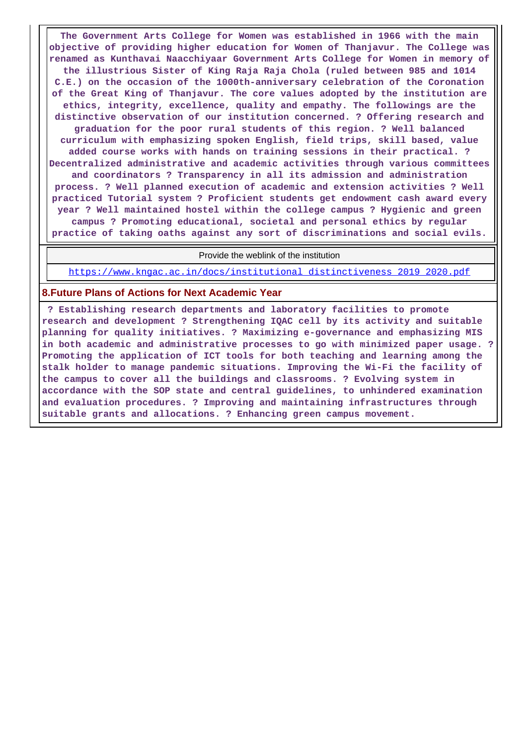**The Government Arts College for Women was established in 1966 with the main objective of providing higher education for Women of Thanjavur. The College was renamed as Kunthavai Naacchiyaar Government Arts College for Women in memory of the illustrious Sister of King Raja Raja Chola (ruled between 985 and 1014 C.E.) on the occasion of the 1000th-anniversary celebration of the Coronation of the Great King of Thanjavur. The core values adopted by the institution are ethics, integrity, excellence, quality and empathy. The followings are the distinctive observation of our institution concerned. ? Offering research and graduation for the poor rural students of this region. ? Well balanced curriculum with emphasizing spoken English, field trips, skill based, value added course works with hands on training sessions in their practical. ? Decentralized administrative and academic activities through various committees and coordinators ? Transparency in all its admission and administration process. ? Well planned execution of academic and extension activities ? Well practiced Tutorial system ? Proficient students get endowment cash award every year ? Well maintained hostel within the college campus ? Hygienic and green campus ? Promoting educational, societal and personal ethics by regular practice of taking oaths against any sort of discriminations and social evils.**

| Provide the weblink of the institution |
| --- |
| https://www.kngac.ac.in/docs/institutional_distinctiveness_2019_2020.pdf |

## 8.Future Plans of Actions for Next Academic Year

**? Establishing research departments and laboratory facilities to promote research and development ? Strengthening IQAC cell by its activity and suitable planning for quality initiatives. ? Maximizing e-governance and emphasizing MIS in both academic and administrative processes to go with minimized paper usage. ? Promoting the application of ICT tools for both teaching and learning among the stalk holder to manage pandemic situations. Improving the Wi-Fi the facility of the campus to cover all the buildings and classrooms. ? Evolving system in accordance with the SOP state and central guidelines, to unhindered examination and evaluation procedures. ? Improving and maintaining infrastructures through suitable grants and allocations. ? Enhancing green campus movement.**